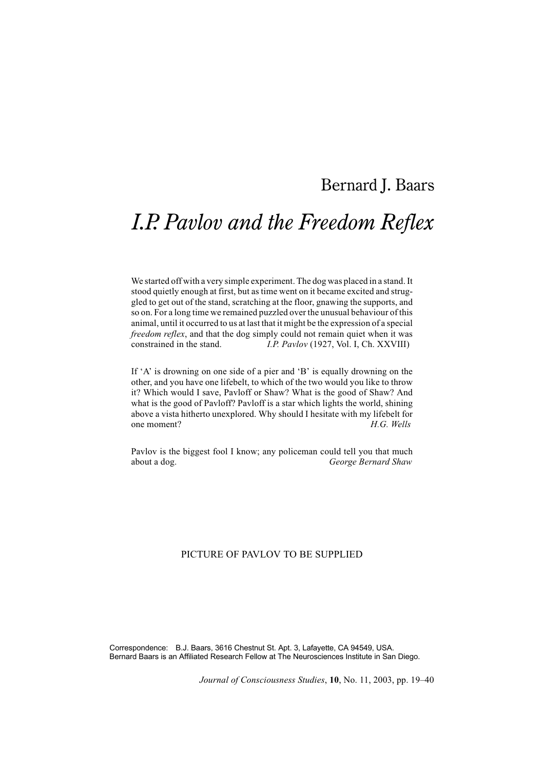Bernard J. Baars

# *I.P. Pavlov and the Freedom Reflex*

> We started off with a very simple experiment. The dog was placed in a stand. It stood quietly enough at first, but as time went on it became excited and struggled to get out of the stand, scratching at the floor, gnawing the supports, and so on. For a long time we remained puzzled over the unusual behaviour of this animal, until it occurred to us at last that it might be the expression of a special *freedom reflex*, and that the dog simply could not remain quiet when it was constrained in the stand. *I.P. Pavlov* (1927, Vol. I, Ch. XXVIII)

> If 'A' is drowning on one side of a pier and 'B' is equally drowning on the other, and you have one lifebelt, to which of the two would you like to throw it? Which would I save, Pavloff or Shaw? What is the good of Shaw? And what is the good of Pavloff? Pavloff is a star which lights the world, shining above a vista hitherto unexplored. Why should I hesitate with my lifebelt for one moment? *H.G. Wells*

> Pavlov is the biggest fool I know; any policeman could tell you that much about a dog. *George Bernard Shaw*

PICTURE OF PAVLOV TO BE SUPPLIED

Correspondence: B.J. Baars, 3616 Chestnut St. Apt. 3, Lafayette, CA 94549, USA.
Bernard Baars is an Affiliated Research Fellow at The Neurosciences Institute in San Diego.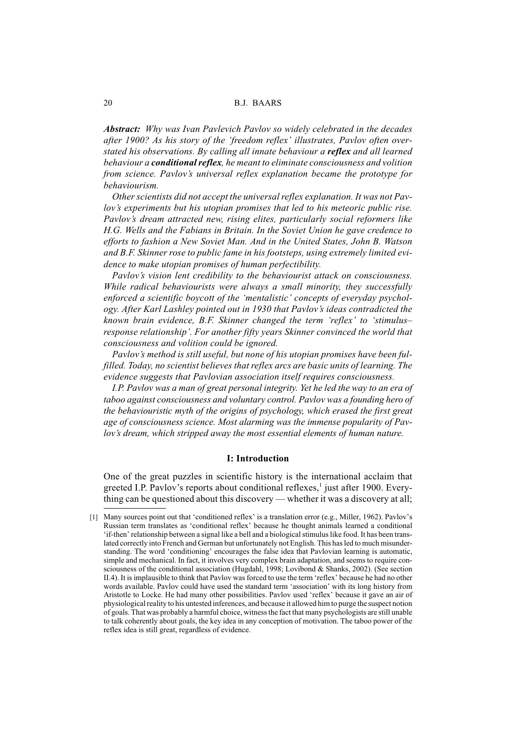***Abstract:*** *Why was Ivan Pavlevich Pavlov so widely celebrated in the decades after 1900? As his story of the 'freedom reflex' illustrates, Pavlov often overstated his observations. By calling all innate behaviour a* ***reflex*** *and all learned behaviour a* ***conditional reflex****, he meant to eliminate consciousness and volition from science. Pavlov's universal reflex explanation became the prototype for behaviourism.*

*Other scientists did not accept the universal reflex explanation. It was not Pavlov's experiments but his utopian promises that led to his meteoric public rise. Pavlov's dream attracted new, rising elites, particularly social reformers like H.G. Wells and the Fabians in Britain. In the Soviet Union he gave credence to efforts to fashion a New Soviet Man. And in the United States, John B. Watson and B.F. Skinner rose to public fame in his footsteps, using extremely limited evidence to make utopian promises of human perfectibility.*

*Pavlov's vision lent credibility to the behaviourist attack on consciousness. While radical behaviourists were always a small minority, they successfully enforced a scientific boycott of the 'mentalistic' concepts of everyday psychology. After Karl Lashley pointed out in 1930 that Pavlov's ideas contradicted the known brain evidence, B.F. Skinner changed the term 'reflex' to 'stimulus–response relationship'. For another fifty years Skinner convinced the world that consciousness and volition could be ignored.*

*Pavlov's method is still useful, but none of his utopian promises have been fulfilled. Today, no scientist believes that reflex arcs are basic units of learning. The evidence suggests that Pavlovian association itself requires consciousness.*

*I.P. Pavlov was a man of great personal integrity. Yet he led the way to an era of taboo against consciousness and voluntary control. Pavlov was a founding hero of the behaviouristic myth of the origins of psychology, which erased the first great age of consciousness science. Most alarming was the immense popularity of Pavlov's dream, which stripped away the most essential elements of human nature.*

## I: Introduction

One of the great puzzles in scientific history is the international acclaim that greeted I.P. Pavlov's reports about conditional reflexes,[1] just after 1900. Everything can be questioned about this discovery — whether it was a discovery at all;

[1] Many sources point out that 'conditioned reflex' is a translation error (e.g., Miller, 1962). Pavlov's Russian term translates as 'conditional reflex' because he thought animals learned a conditional 'if-then' relationship between a signal like a bell and a biological stimulus like food. It has been translated correctly into French and German but unfortunately not English. This has led to much misunderstanding. The word 'conditioning' encourages the false idea that Pavlovian learning is automatic, simple and mechanical. In fact, it involves very complex brain adaptation, and seems to require consciousness of the conditional association (Hugdahl, 1998; Lovibond & Shanks, 2002). (See section II.4). It is implausible to think that Pavlov was forced to use the term 'reflex' because he had no other words available. Pavlov could have used the standard term 'association' with its long history from Aristotle to Locke. He had many other possibilities. Pavlov used 'reflex' because it gave an air of physiological reality to his untested inferences, and because it allowed him to purge the suspect notion of goals. That was probably a harmful choice, witness the fact that many psychologists are still unable to talk coherently about goals, the key idea in any conception of motivation. The taboo power of the reflex idea is still great, regardless of evidence.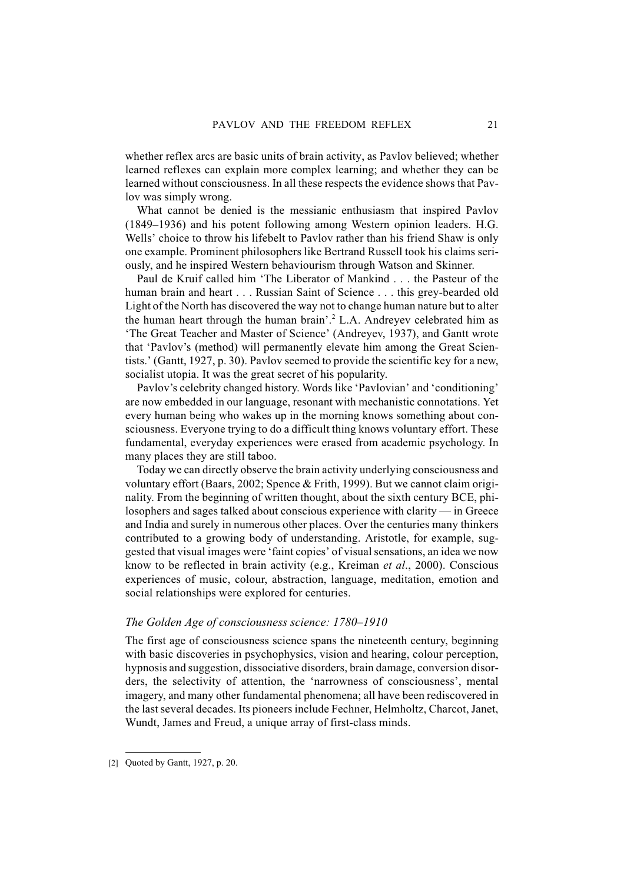whether reflex arcs are basic units of brain activity, as Pavlov believed; whether learned reflexes can explain more complex learning; and whether they can be learned without consciousness. In all these respects the evidence shows that Pavlov was simply wrong.

What cannot be denied is the messianic enthusiasm that inspired Pavlov (1849–1936) and his potent following among Western opinion leaders. H.G. Wells' choice to throw his lifebelt to Pavlov rather than his friend Shaw is only one example. Prominent philosophers like Bertrand Russell took his claims seriously, and he inspired Western behaviourism through Watson and Skinner.

Paul de Kruif called him 'The Liberator of Mankind . . . the Pasteur of the human brain and heart . . . Russian Saint of Science . . . this grey-bearded old Light of the North has discovered the way not to change human nature but to alter the human heart through the human brain'.[2] L.A. Andreyev celebrated him as 'The Great Teacher and Master of Science' (Andreyev, 1937), and Gantt wrote that 'Pavlov's (method) will permanently elevate him among the Great Scientists.' (Gantt, 1927, p. 30). Pavlov seemed to provide the scientific key for a new, socialist utopia. It was the great secret of his popularity.

Pavlov's celebrity changed history. Words like 'Pavlovian' and 'conditioning' are now embedded in our language, resonant with mechanistic connotations. Yet every human being who wakes up in the morning knows something about consciousness. Everyone trying to do a difficult thing knows voluntary effort. These fundamental, everyday experiences were erased from academic psychology. In many places they are still taboo.

Today we can directly observe the brain activity underlying consciousness and voluntary effort (Baars, 2002; Spence & Frith, 1999). But we cannot claim originality. From the beginning of written thought, about the sixth century BCE, philosophers and sages talked about conscious experience with clarity — in Greece and India and surely in numerous other places. Over the centuries many thinkers contributed to a growing body of understanding. Aristotle, for example, suggested that visual images were 'faint copies' of visual sensations, an idea we now know to be reflected in brain activity (e.g., Kreiman *et al*., 2000). Conscious experiences of music, colour, abstraction, language, meditation, emotion and social relationships were explored for centuries.

### *The Golden Age of consciousness science: 1780–1910*

The first age of consciousness science spans the nineteenth century, beginning with basic discoveries in psychophysics, vision and hearing, colour perception, hypnosis and suggestion, dissociative disorders, brain damage, conversion disorders, the selectivity of attention, the 'narrowness of consciousness', mental imagery, and many other fundamental phenomena; all have been rediscovered in the last several decades. Its pioneers include Fechner, Helmholtz, Charcot, Janet, Wundt, James and Freud, a unique array of first-class minds.

---

[2] Quoted by Gantt, 1927, p. 20.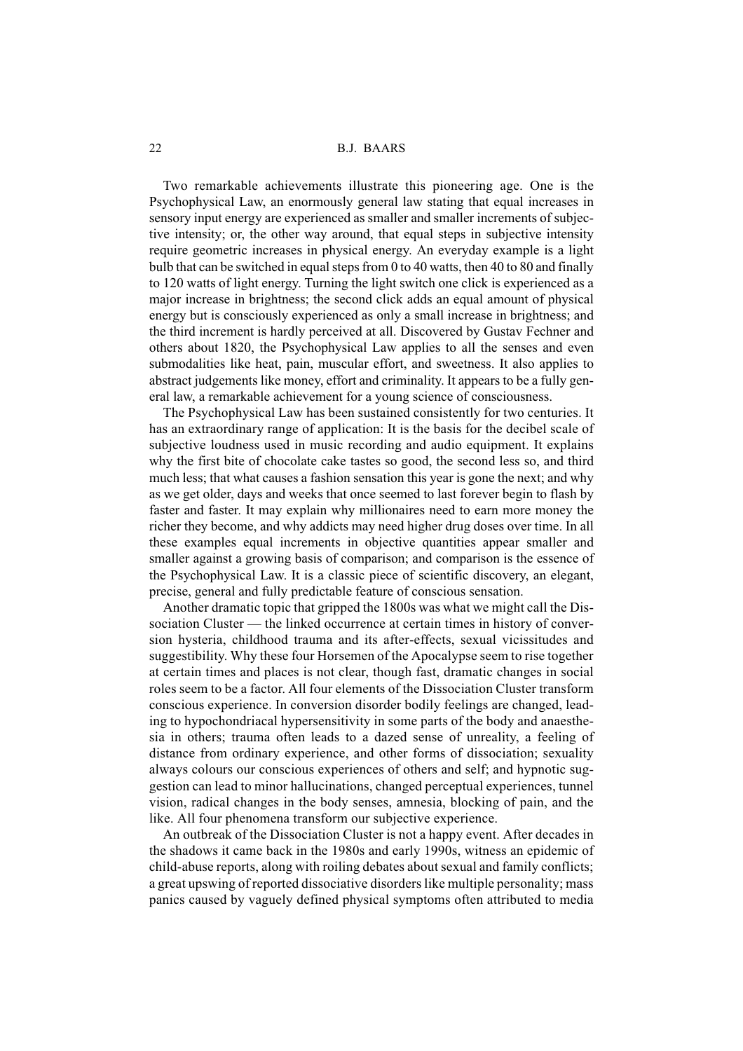Two remarkable achievements illustrate this pioneering age. One is the Psychophysical Law, an enormously general law stating that equal increases in sensory input energy are experienced as smaller and smaller increments of subjective intensity; or, the other way around, that equal steps in subjective intensity require geometric increases in physical energy. An everyday example is a light bulb that can be switched in equal steps from 0 to 40 watts, then 40 to 80 and finally to 120 watts of light energy. Turning the light switch one click is experienced as a major increase in brightness; the second click adds an equal amount of physical energy but is consciously experienced as only a small increase in brightness; and the third increment is hardly perceived at all. Discovered by Gustav Fechner and others about 1820, the Psychophysical Law applies to all the senses and even submodalities like heat, pain, muscular effort, and sweetness. It also applies to abstract judgements like money, effort and criminality. It appears to be a fully general law, a remarkable achievement for a young science of consciousness.

The Psychophysical Law has been sustained consistently for two centuries. It has an extraordinary range of application: It is the basis for the decibel scale of subjective loudness used in music recording and audio equipment. It explains why the first bite of chocolate cake tastes so good, the second less so, and third much less; that what causes a fashion sensation this year is gone the next; and why as we get older, days and weeks that once seemed to last forever begin to flash by faster and faster. It may explain why millionaires need to earn more money the richer they become, and why addicts may need higher drug doses over time. In all these examples equal increments in objective quantities appear smaller and smaller against a growing basis of comparison; and comparison is the essence of the Psychophysical Law. It is a classic piece of scientific discovery, an elegant, precise, general and fully predictable feature of conscious sensation.

Another dramatic topic that gripped the 1800s was what we might call the Dissociation Cluster — the linked occurrence at certain times in history of conversion hysteria, childhood trauma and its after-effects, sexual vicissitudes and suggestibility. Why these four Horsemen of the Apocalypse seem to rise together at certain times and places is not clear, though fast, dramatic changes in social roles seem to be a factor. All four elements of the Dissociation Cluster transform conscious experience. In conversion disorder bodily feelings are changed, leading to hypochondriacal hypersensitivity in some parts of the body and anaesthesia in others; trauma often leads to a dazed sense of unreality, a feeling of distance from ordinary experience, and other forms of dissociation; sexuality always colours our conscious experiences of others and self; and hypnotic suggestion can lead to minor hallucinations, changed perceptual experiences, tunnel vision, radical changes in the body senses, amnesia, blocking of pain, and the like. All four phenomena transform our subjective experience.

An outbreak of the Dissociation Cluster is not a happy event. After decades in the shadows it came back in the 1980s and early 1990s, witness an epidemic of child-abuse reports, along with roiling debates about sexual and family conflicts; a great upswing of reported dissociative disorders like multiple personality; mass panics caused by vaguely defined physical symptoms often attributed to media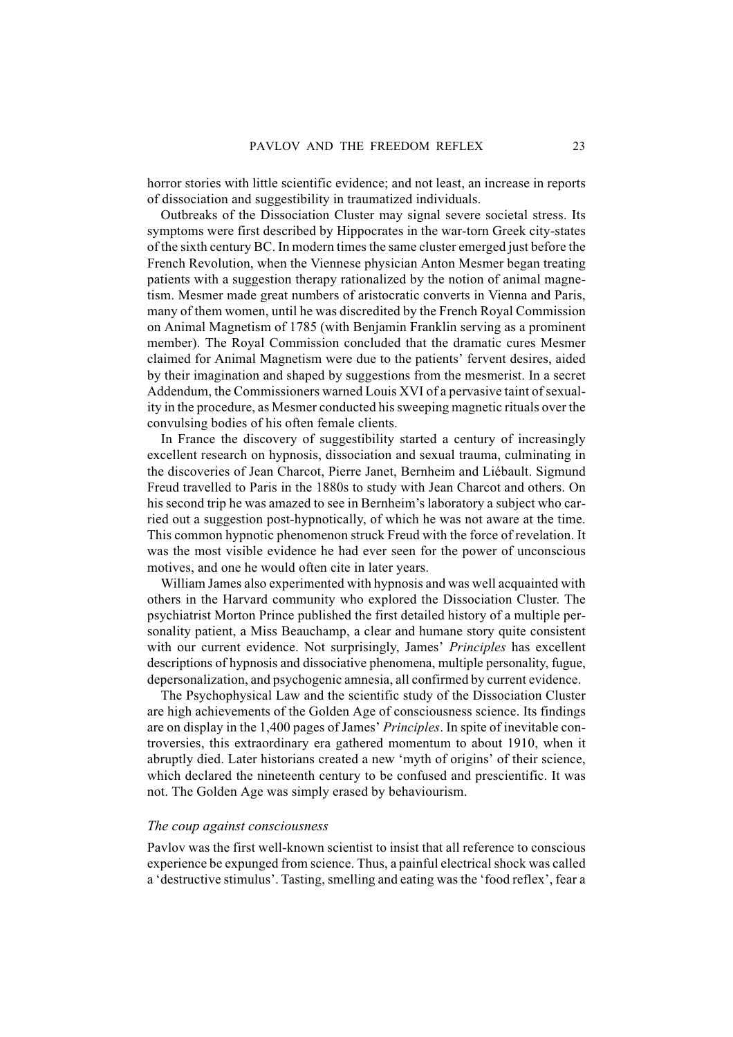horror stories with little scientific evidence; and not least, an increase in reports of dissociation and suggestibility in traumatized individuals.

Outbreaks of the Dissociation Cluster may signal severe societal stress. Its symptoms were first described by Hippocrates in the war-torn Greek city-states of the sixth century BC. In modern times the same cluster emerged just before the French Revolution, when the Viennese physician Anton Mesmer began treating patients with a suggestion therapy rationalized by the notion of animal magnetism. Mesmer made great numbers of aristocratic converts in Vienna and Paris, many of them women, until he was discredited by the French Royal Commission on Animal Magnetism of 1785 (with Benjamin Franklin serving as a prominent member). The Royal Commission concluded that the dramatic cures Mesmer claimed for Animal Magnetism were due to the patients' fervent desires, aided by their imagination and shaped by suggestions from the mesmerist. In a secret Addendum, the Commissioners warned Louis XVI of a pervasive taint of sexuality in the procedure, as Mesmer conducted his sweeping magnetic rituals over the convulsing bodies of his often female clients.

In France the discovery of suggestibility started a century of increasingly excellent research on hypnosis, dissociation and sexual trauma, culminating in the discoveries of Jean Charcot, Pierre Janet, Bernheim and Liébault. Sigmund Freud travelled to Paris in the 1880s to study with Jean Charcot and others. On his second trip he was amazed to see in Bernheim's laboratory a subject who carried out a suggestion post-hypnotically, of which he was not aware at the time. This common hypnotic phenomenon struck Freud with the force of revelation. It was the most visible evidence he had ever seen for the power of unconscious motives, and one he would often cite in later years.

William James also experimented with hypnosis and was well acquainted with others in the Harvard community who explored the Dissociation Cluster. The psychiatrist Morton Prince published the first detailed history of a multiple personality patient, a Miss Beauchamp, a clear and humane story quite consistent with our current evidence. Not surprisingly, James' *Principles* has excellent descriptions of hypnosis and dissociative phenomena, multiple personality, fugue, depersonalization, and psychogenic amnesia, all confirmed by current evidence.

The Psychophysical Law and the scientific study of the Dissociation Cluster are high achievements of the Golden Age of consciousness science. Its findings are on display in the 1,400 pages of James' *Principles*. In spite of inevitable controversies, this extraordinary era gathered momentum to about 1910, when it abruptly died. Later historians created a new 'myth of origins' of their science, which declared the nineteenth century to be confused and prescientific. It was not. The Golden Age was simply erased by behaviourism.

### *The coup against consciousness*

Pavlov was the first well-known scientist to insist that all reference to conscious experience be expunged from science. Thus, a painful electrical shock was called a 'destructive stimulus'. Tasting, smelling and eating was the 'food reflex', fear a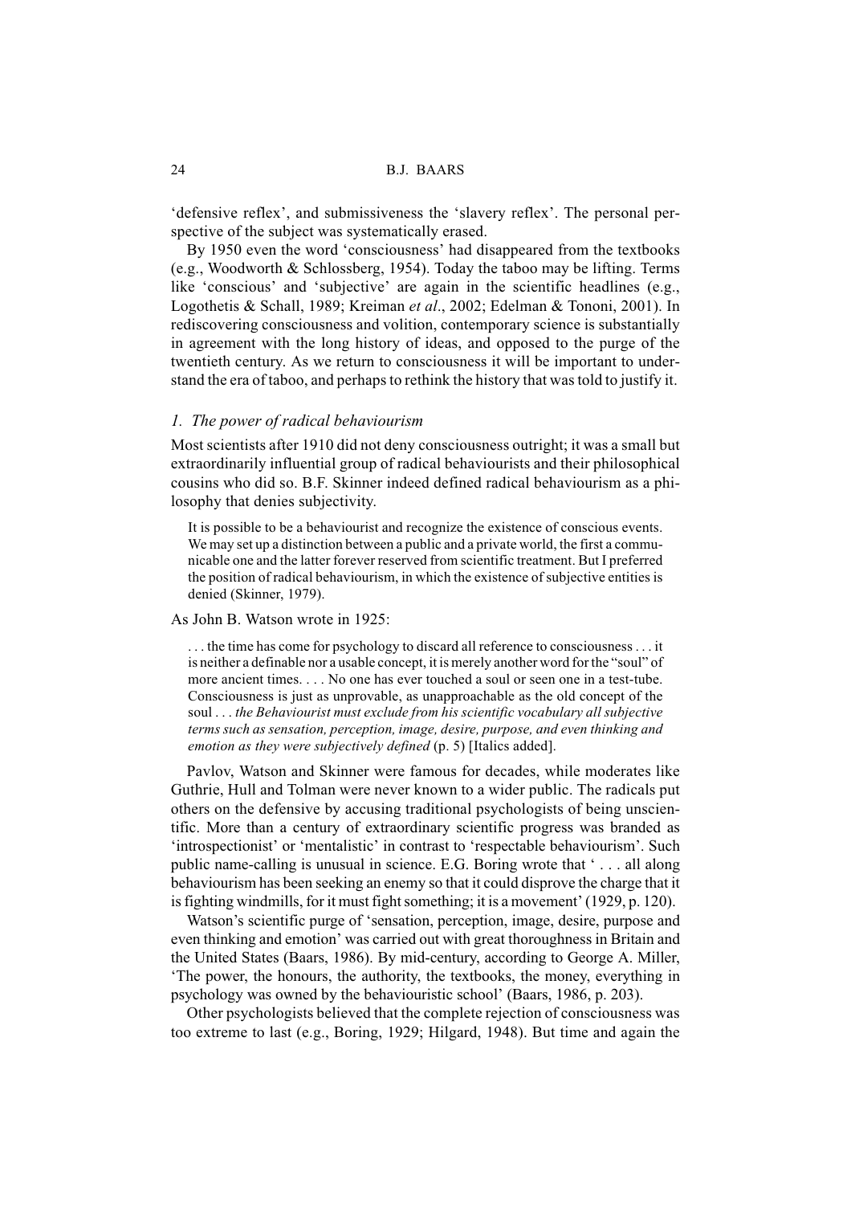'defensive reflex', and submissiveness the 'slavery reflex'. The personal perspective of the subject was systematically erased.

By 1950 even the word 'consciousness' had disappeared from the textbooks (e.g., Woodworth & Schlossberg, 1954). Today the taboo may be lifting. Terms like 'conscious' and 'subjective' are again in the scientific headlines (e.g., Logothetis & Schall, 1989; Kreiman *et al*., 2002; Edelman & Tononi, 2001). In rediscovering consciousness and volition, contemporary science is substantially in agreement with the long history of ideas, and opposed to the purge of the twentieth century. As we return to consciousness it will be important to understand the era of taboo, and perhaps to rethink the history that was told to justify it.

### *1. The power of radical behaviourism*

Most scientists after 1910 did not deny consciousness outright; it was a small but extraordinarily influential group of radical behaviourists and their philosophical cousins who did so. B.F. Skinner indeed defined radical behaviourism as a philosophy that denies subjectivity.

> It is possible to be a behaviourist and recognize the existence of conscious events. We may set up a distinction between a public and a private world, the first a communicable one and the latter forever reserved from scientific treatment. But I preferred the position of radical behaviourism, in which the existence of subjective entities is denied (Skinner, 1979).

As John B. Watson wrote in 1925:

> . . . the time has come for psychology to discard all reference to consciousness . . . it is neither a definable nor a usable concept, it is merely another word for the "soul" of more ancient times. . . . No one has ever touched a soul or seen one in a test-tube. Consciousness is just as unprovable, as unapproachable as the old concept of the soul . . . *the Behaviourist must exclude from his scientific vocabulary all subjective terms such as sensation, perception, image, desire, purpose, and even thinking and emotion as they were subjectively defined* (p. 5) [Italics added].

Pavlov, Watson and Skinner were famous for decades, while moderates like Guthrie, Hull and Tolman were never known to a wider public. The radicals put others on the defensive by accusing traditional psychologists of being unscientific. More than a century of extraordinary scientific progress was branded as 'introspectionist' or 'mentalistic' in contrast to 'respectable behaviourism'. Such public name-calling is unusual in science. E.G. Boring wrote that ' . . . all along behaviourism has been seeking an enemy so that it could disprove the charge that it is fighting windmills, for it must fight something; it is a movement' (1929, p. 120).

Watson's scientific purge of 'sensation, perception, image, desire, purpose and even thinking and emotion' was carried out with great thoroughness in Britain and the United States (Baars, 1986). By mid-century, according to George A. Miller, 'The power, the honours, the authority, the textbooks, the money, everything in psychology was owned by the behaviouristic school' (Baars, 1986, p. 203).

Other psychologists believed that the complete rejection of consciousness was too extreme to last (e.g., Boring, 1929; Hilgard, 1948). But time and again the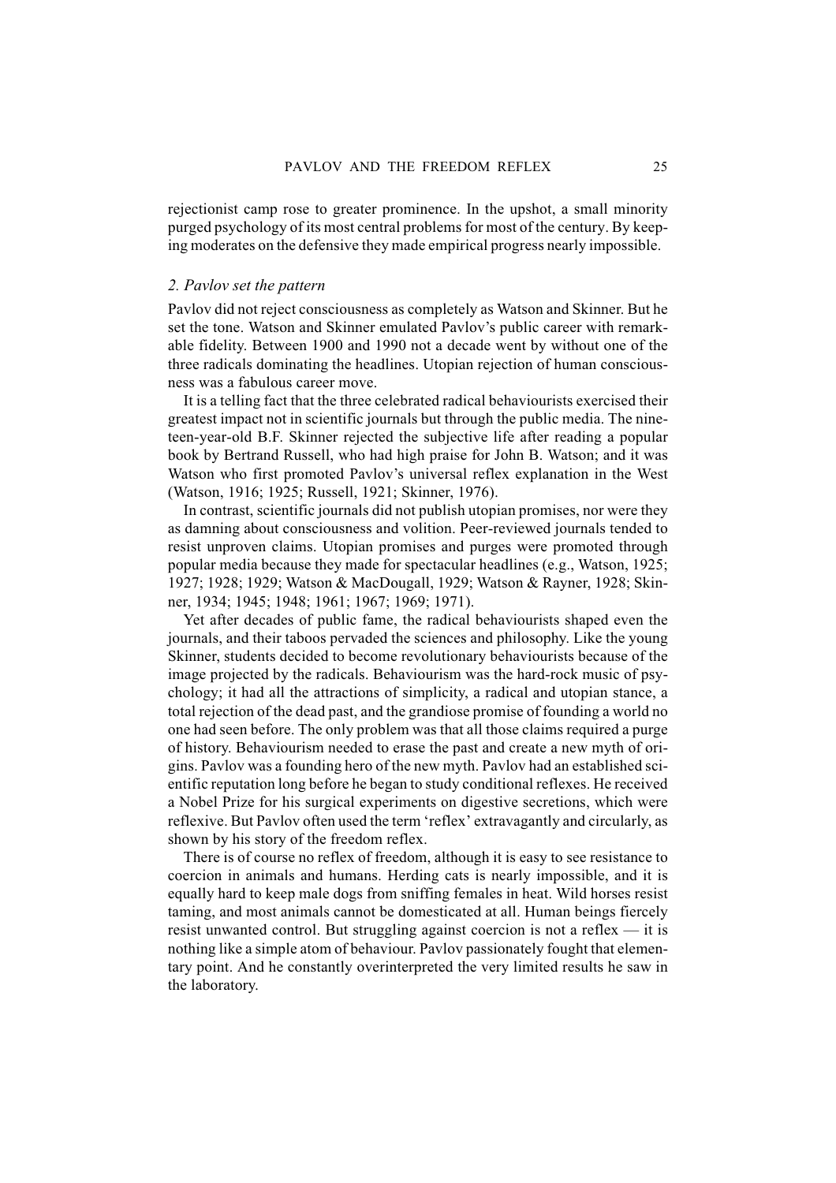rejectionist camp rose to greater prominence. In the upshot, a small minority purged psychology of its most central problems for most of the century. By keeping moderates on the defensive they made empirical progress nearly impossible.

## *2. Pavlov set the pattern*

Pavlov did not reject consciousness as completely as Watson and Skinner. But he set the tone. Watson and Skinner emulated Pavlov's public career with remarkable fidelity. Between 1900 and 1990 not a decade went by without one of the three radicals dominating the headlines. Utopian rejection of human consciousness was a fabulous career move.

It is a telling fact that the three celebrated radical behaviourists exercised their greatest impact not in scientific journals but through the public media. The nineteen-year-old B.F. Skinner rejected the subjective life after reading a popular book by Bertrand Russell, who had high praise for John B. Watson; and it was Watson who first promoted Pavlov's universal reflex explanation in the West (Watson, 1916; 1925; Russell, 1921; Skinner, 1976).

In contrast, scientific journals did not publish utopian promises, nor were they as damning about consciousness and volition. Peer-reviewed journals tended to resist unproven claims. Utopian promises and purges were promoted through popular media because they made for spectacular headlines (e.g., Watson, 1925; 1927; 1928; 1929; Watson & MacDougall, 1929; Watson & Rayner, 1928; Skinner, 1934; 1945; 1948; 1961; 1967; 1969; 1971).

Yet after decades of public fame, the radical behaviourists shaped even the journals, and their taboos pervaded the sciences and philosophy. Like the young Skinner, students decided to become revolutionary behaviourists because of the image projected by the radicals. Behaviourism was the hard-rock music of psychology; it had all the attractions of simplicity, a radical and utopian stance, a total rejection of the dead past, and the grandiose promise of founding a world no one had seen before. The only problem was that all those claims required a purge of history. Behaviourism needed to erase the past and create a new myth of origins. Pavlov was a founding hero of the new myth. Pavlov had an established scientific reputation long before he began to study conditional reflexes. He received a Nobel Prize for his surgical experiments on digestive secretions, which were reflexive. But Pavlov often used the term 'reflex' extravagantly and circularly, as shown by his story of the freedom reflex.

There is of course no reflex of freedom, although it is easy to see resistance to coercion in animals and humans. Herding cats is nearly impossible, and it is equally hard to keep male dogs from sniffing females in heat. Wild horses resist taming, and most animals cannot be domesticated at all. Human beings fiercely resist unwanted control. But struggling against coercion is not a reflex — it is nothing like a simple atom of behaviour. Pavlov passionately fought that elementary point. And he constantly overinterpreted the very limited results he saw in the laboratory.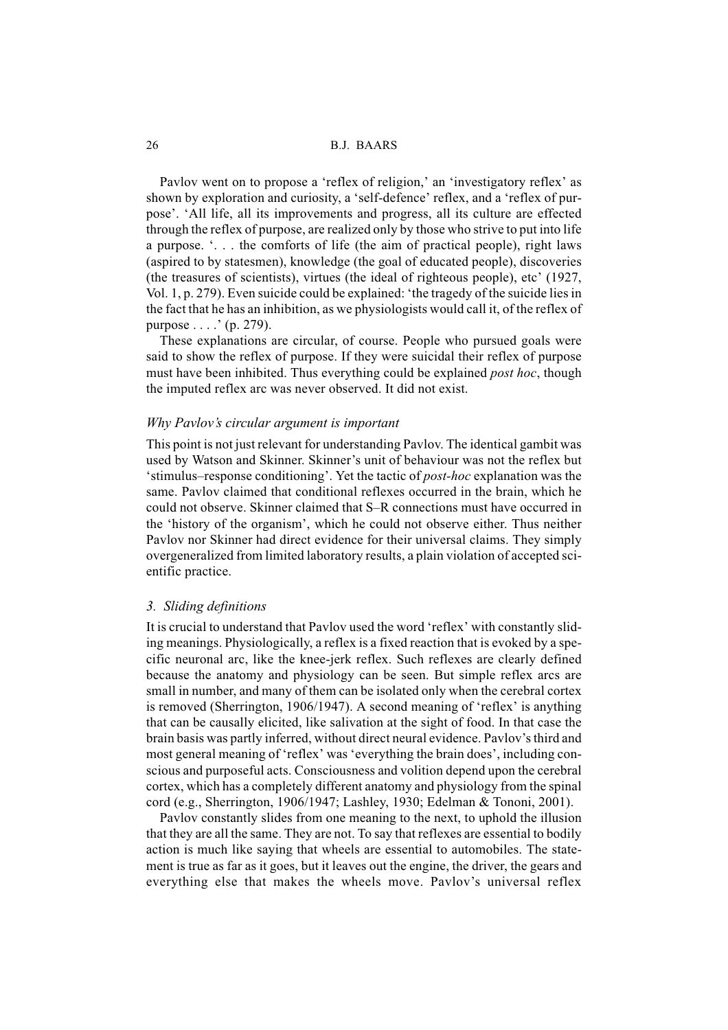Pavlov went on to propose a 'reflex of religion,' an 'investigatory reflex' as shown by exploration and curiosity, a 'self-defence' reflex, and a 'reflex of purpose'. 'All life, all its improvements and progress, all its culture are effected through the reflex of purpose, are realized only by those who strive to put into life a purpose. '. . . the comforts of life (the aim of practical people), right laws (aspired to by statesmen), knowledge (the goal of educated people), discoveries (the treasures of scientists), virtues (the ideal of righteous people), etc' (1927, Vol. 1, p. 279). Even suicide could be explained: 'the tragedy of the suicide lies in the fact that he has an inhibition, as we physiologists would call it, of the reflex of purpose . . . .' (p. 279).

These explanations are circular, of course. People who pursued goals were said to show the reflex of purpose. If they were suicidal their reflex of purpose must have been inhibited. Thus everything could be explained *post hoc*, though the imputed reflex arc was never observed. It did not exist.

### *Why Pavlov's circular argument is important*

This point is not just relevant for understanding Pavlov. The identical gambit was used by Watson and Skinner. Skinner's unit of behaviour was not the reflex but 'stimulus–response conditioning'. Yet the tactic of *post-hoc* explanation was the same. Pavlov claimed that conditional reflexes occurred in the brain, which he could not observe. Skinner claimed that S–R connections must have occurred in the 'history of the organism', which he could not observe either. Thus neither Pavlov nor Skinner had direct evidence for their universal claims. They simply overgeneralized from limited laboratory results, a plain violation of accepted scientific practice.

### *3. Sliding definitions*

It is crucial to understand that Pavlov used the word 'reflex' with constantly sliding meanings. Physiologically, a reflex is a fixed reaction that is evoked by a specific neuronal arc, like the knee-jerk reflex. Such reflexes are clearly defined because the anatomy and physiology can be seen. But simple reflex arcs are small in number, and many of them can be isolated only when the cerebral cortex is removed (Sherrington, 1906/1947). A second meaning of 'reflex' is anything that can be causally elicited, like salivation at the sight of food. In that case the brain basis was partly inferred, without direct neural evidence. Pavlov's third and most general meaning of 'reflex' was 'everything the brain does', including conscious and purposeful acts. Consciousness and volition depend upon the cerebral cortex, which has a completely different anatomy and physiology from the spinal cord (e.g., Sherrington, 1906/1947; Lashley, 1930; Edelman & Tononi, 2001).

Pavlov constantly slides from one meaning to the next, to uphold the illusion that they are all the same. They are not. To say that reflexes are essential to bodily action is much like saying that wheels are essential to automobiles. The statement is true as far as it goes, but it leaves out the engine, the driver, the gears and everything else that makes the wheels move. Pavlov's universal reflex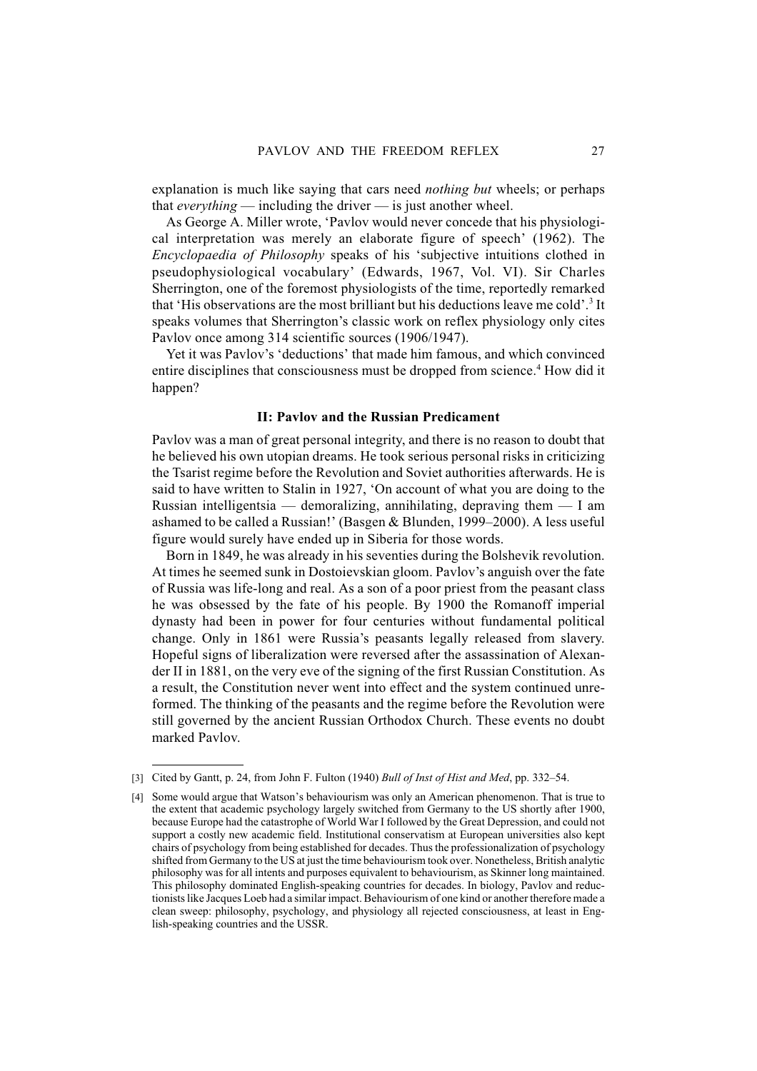explanation is much like saying that cars need *nothing but* wheels; or perhaps that *everything* — including the driver — is just another wheel.

As George A. Miller wrote, 'Pavlov would never concede that his physiological interpretation was merely an elaborate figure of speech' (1962). The *Encyclopaedia of Philosophy* speaks of his 'subjective intuitions clothed in pseudophysiological vocabulary' (Edwards, 1967, Vol. VI). Sir Charles Sherrington, one of the foremost physiologists of the time, reportedly remarked that 'His observations are the most brilliant but his deductions leave me cold'.[3] It speaks volumes that Sherrington's classic work on reflex physiology only cites Pavlov once among 314 scientific sources (1906/1947).

Yet it was Pavlov's 'deductions' that made him famous, and which convinced entire disciplines that consciousness must be dropped from science.[4] How did it happen?

## II: Pavlov and the Russian Predicament

Pavlov was a man of great personal integrity, and there is no reason to doubt that he believed his own utopian dreams. He took serious personal risks in criticizing the Tsarist regime before the Revolution and Soviet authorities afterwards. He is said to have written to Stalin in 1927, 'On account of what you are doing to the Russian intelligentsia — demoralizing, annihilating, depraving them — I am ashamed to be called a Russian!' (Basgen & Blunden, 1999–2000). A less useful figure would surely have ended up in Siberia for those words.

Born in 1849, he was already in his seventies during the Bolshevik revolution. At times he seemed sunk in Dostoievskian gloom. Pavlov's anguish over the fate of Russia was life-long and real. As a son of a poor priest from the peasant class he was obsessed by the fate of his people. By 1900 the Romanoff imperial dynasty had been in power for four centuries without fundamental political change. Only in 1861 were Russia's peasants legally released from slavery. Hopeful signs of liberalization were reversed after the assassination of Alexander II in 1881, on the very eve of the signing of the first Russian Constitution. As a result, the Constitution never went into effect and the system continued unreformed. The thinking of the peasants and the regime before the Revolution were still governed by the ancient Russian Orthodox Church. These events no doubt marked Pavlov.

---

[3] Cited by Gantt, p. 24, from John F. Fulton (1940) *Bull of Inst of Hist and Med*, pp. 332–54.

[4] Some would argue that Watson's behaviourism was only an American phenomenon. That is true to the extent that academic psychology largely switched from Germany to the US shortly after 1900, because Europe had the catastrophe of World War I followed by the Great Depression, and could not support a costly new academic field. Institutional conservatism at European universities also kept chairs of psychology from being established for decades. Thus the professionalization of psychology shifted from Germany to the US at just the time behaviourism took over. Nonetheless, British analytic philosophy was for all intents and purposes equivalent to behaviourism, as Skinner long maintained. This philosophy dominated English-speaking countries for decades. In biology, Pavlov and reductionists like Jacques Loeb had a similar impact. Behaviourism of one kind or another therefore made a clean sweep: philosophy, psychology, and physiology all rejected consciousness, at least in English-speaking countries and the USSR.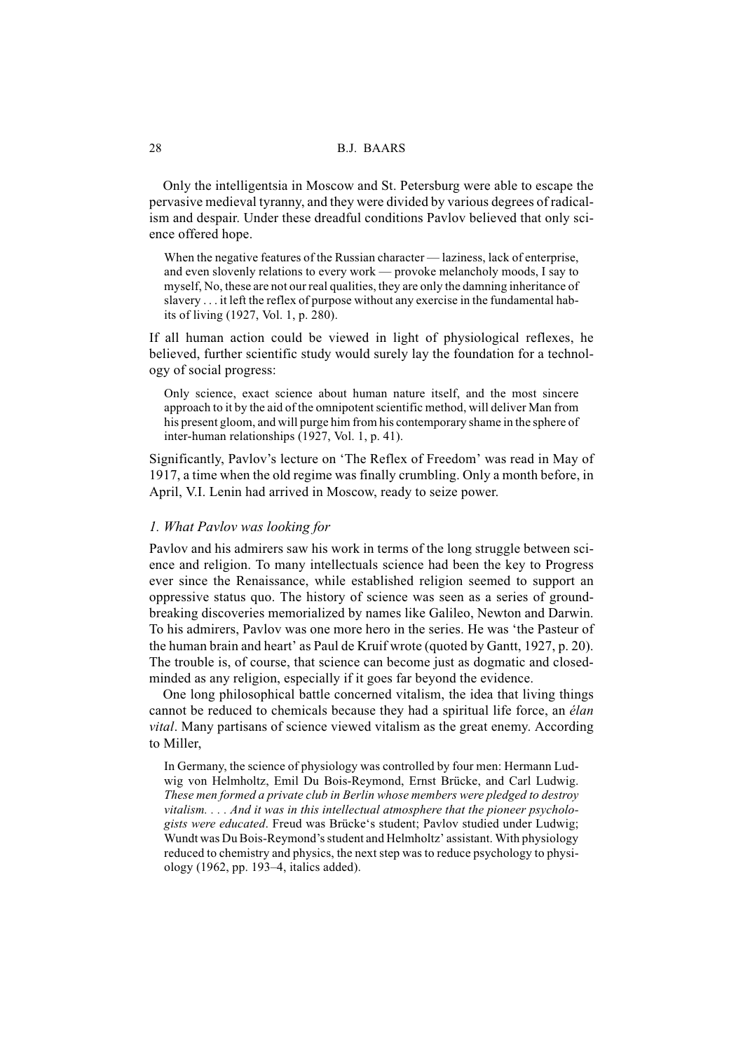Only the intelligentsia in Moscow and St. Petersburg were able to escape the pervasive medieval tyranny, and they were divided by various degrees of radicalism and despair. Under these dreadful conditions Pavlov believed that only science offered hope.

> When the negative features of the Russian character — laziness, lack of enterprise, and even slovenly relations to every work — provoke melancholy moods, I say to myself, No, these are not our real qualities, they are only the damning inheritance of slavery . . . it left the reflex of purpose without any exercise in the fundamental habits of living (1927, Vol. 1, p. 280).

If all human action could be viewed in light of physiological reflexes, he believed, further scientific study would surely lay the foundation for a technology of social progress:

> Only science, exact science about human nature itself, and the most sincere approach to it by the aid of the omnipotent scientific method, will deliver Man from his present gloom, and will purge him from his contemporary shame in the sphere of inter-human relationships (1927, Vol. 1, p. 41).

Significantly, Pavlov's lecture on 'The Reflex of Freedom' was read in May of 1917, a time when the old regime was finally crumbling. Only a month before, in April, V.I. Lenin had arrived in Moscow, ready to seize power.

### *1. What Pavlov was looking for*

Pavlov and his admirers saw his work in terms of the long struggle between science and religion. To many intellectuals science had been the key to Progress ever since the Renaissance, while established religion seemed to support an oppressive status quo. The history of science was seen as a series of groundbreaking discoveries memorialized by names like Galileo, Newton and Darwin. To his admirers, Pavlov was one more hero in the series. He was 'the Pasteur of the human brain and heart' as Paul de Kruif wrote (quoted by Gantt, 1927, p. 20). The trouble is, of course, that science can become just as dogmatic and closed-minded as any religion, especially if it goes far beyond the evidence.

One long philosophical battle concerned vitalism, the idea that living things cannot be reduced to chemicals because they had a spiritual life force, an *élan vital*. Many partisans of science viewed vitalism as the great enemy. According to Miller,

> In Germany, the science of physiology was controlled by four men: Hermann Ludwig von Helmholtz, Emil Du Bois-Reymond, Ernst Brücke, and Carl Ludwig. *These men formed a private club in Berlin whose members were pledged to destroy vitalism. . . . And it was in this intellectual atmosphere that the pioneer psychologists were educated*. Freud was Brücke's student; Pavlov studied under Ludwig; Wundt was Du Bois-Reymond's student and Helmholtz' assistant. With physiology reduced to chemistry and physics, the next step was to reduce psychology to physiology (1962, pp. 193–4, italics added).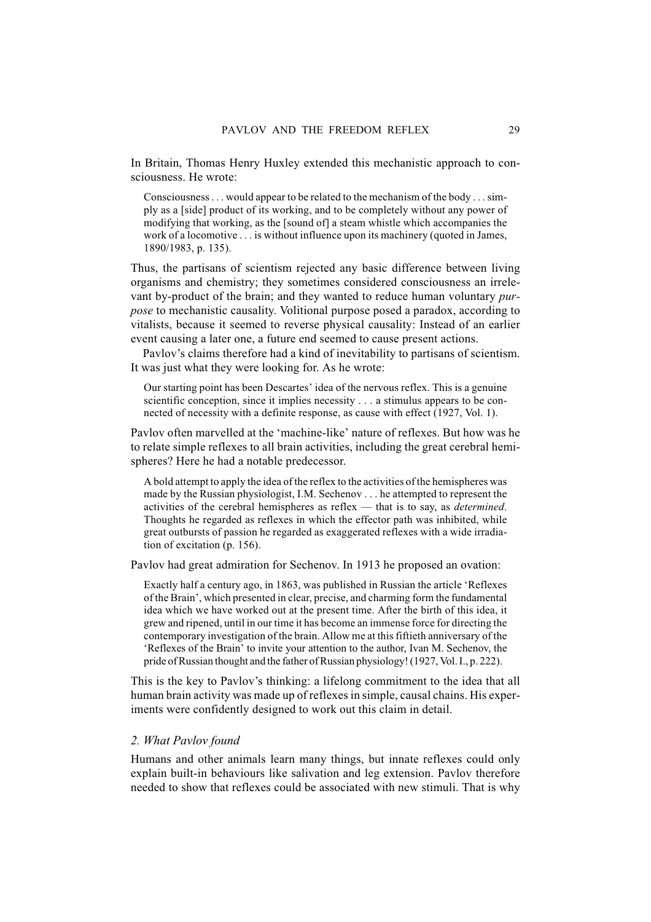In Britain, Thomas Henry Huxley extended this mechanistic approach to consciousness. He wrote:

> Consciousness . . . would appear to be related to the mechanism of the body . . . simply as a [side] product of its working, and to be completely without any power of modifying that working, as the [sound of] a steam whistle which accompanies the work of a locomotive . . . is without influence upon its machinery (quoted in James, 1890/1983, p. 135).

Thus, the partisans of scientism rejected any basic difference between living organisms and chemistry; they sometimes considered consciousness an irrelevant by-product of the brain; and they wanted to reduce human voluntary *purpose* to mechanistic causality. Volitional purpose posed a paradox, according to vitalists, because it seemed to reverse physical causality: Instead of an earlier event causing a later one, a future end seemed to cause present actions.

Pavlov's claims therefore had a kind of inevitability to partisans of scientism. It was just what they were looking for. As he wrote:

> Our starting point has been Descartes' idea of the nervous reflex. This is a genuine scientific conception, since it implies necessity . . . a stimulus appears to be connected of necessity with a definite response, as cause with effect (1927, Vol. 1).

Pavlov often marvelled at the 'machine-like' nature of reflexes. But how was he to relate simple reflexes to all brain activities, including the great cerebral hemispheres? Here he had a notable predecessor.

> A bold attempt to apply the idea of the reflex to the activities of the hemispheres was made by the Russian physiologist, I.M. Sechenov . . . he attempted to represent the activities of the cerebral hemispheres as reflex — that is to say, as *determined*. Thoughts he regarded as reflexes in which the effector path was inhibited, while great outbursts of passion he regarded as exaggerated reflexes with a wide irradiation of excitation (p. 156).

Pavlov had great admiration for Sechenov. In 1913 he proposed an ovation:

> Exactly half a century ago, in 1863, was published in Russian the article 'Reflexes of the Brain', which presented in clear, precise, and charming form the fundamental idea which we have worked out at the present time. After the birth of this idea, it grew and ripened, until in our time it has become an immense force for directing the contemporary investigation of the brain. Allow me at this fiftieth anniversary of the 'Reflexes of the Brain' to invite your attention to the author, Ivan M. Sechenov, the pride of Russian thought and the father of Russian physiology! (1927, Vol. I., p. 222).

This is the key to Pavlov's thinking: a lifelong commitment to the idea that all human brain activity was made up of reflexes in simple, causal chains. His experiments were confidently designed to work out this claim in detail.

## *2. What Pavlov found*

Humans and other animals learn many things, but innate reflexes could only explain built-in behaviours like salivation and leg extension. Pavlov therefore needed to show that reflexes could be associated with new stimuli. That is why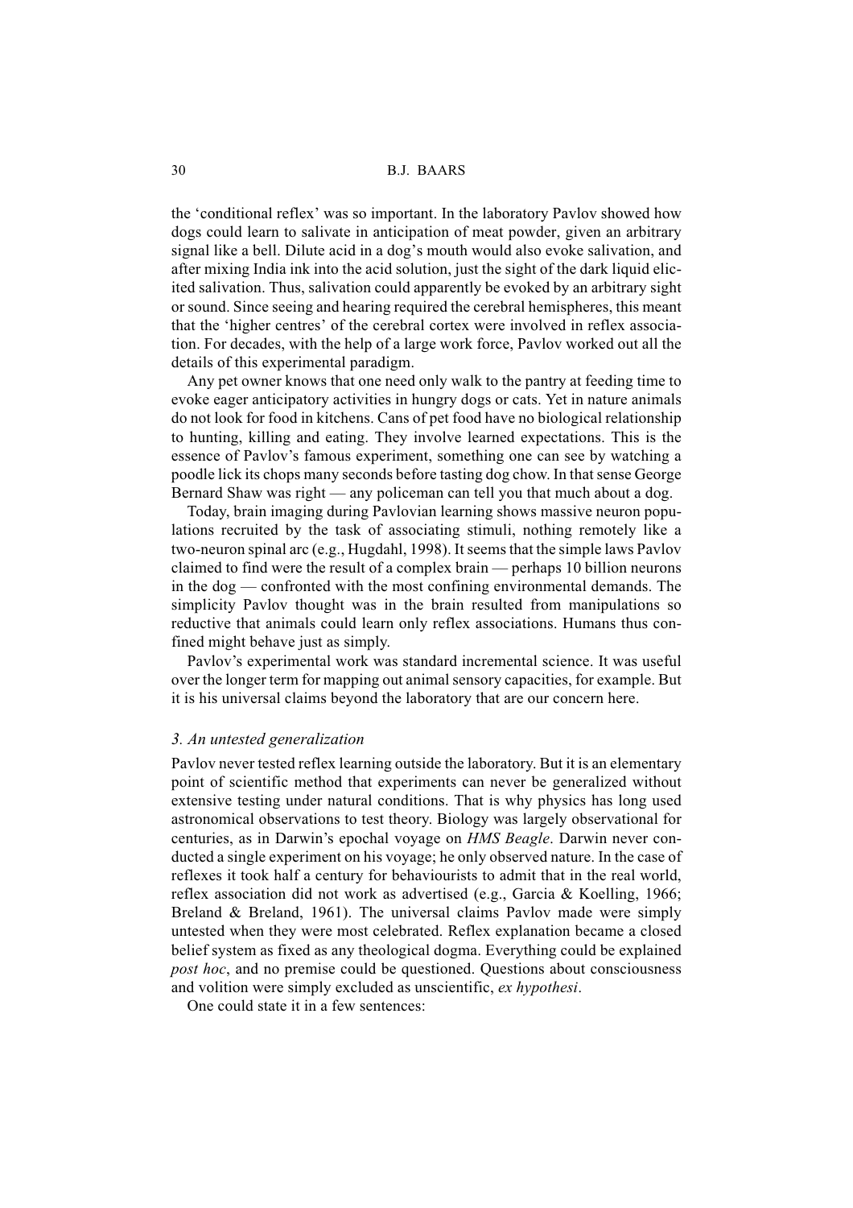the 'conditional reflex' was so important. In the laboratory Pavlov showed how dogs could learn to salivate in anticipation of meat powder, given an arbitrary signal like a bell. Dilute acid in a dog's mouth would also evoke salivation, and after mixing India ink into the acid solution, just the sight of the dark liquid elicited salivation. Thus, salivation could apparently be evoked by an arbitrary sight or sound. Since seeing and hearing required the cerebral hemispheres, this meant that the 'higher centres' of the cerebral cortex were involved in reflex association. For decades, with the help of a large work force, Pavlov worked out all the details of this experimental paradigm.

Any pet owner knows that one need only walk to the pantry at feeding time to evoke eager anticipatory activities in hungry dogs or cats. Yet in nature animals do not look for food in kitchens. Cans of pet food have no biological relationship to hunting, killing and eating. They involve learned expectations. This is the essence of Pavlov's famous experiment, something one can see by watching a poodle lick its chops many seconds before tasting dog chow. In that sense George Bernard Shaw was right — any policeman can tell you that much about a dog.

Today, brain imaging during Pavlovian learning shows massive neuron populations recruited by the task of associating stimuli, nothing remotely like a two-neuron spinal arc (e.g., Hugdahl, 1998). It seems that the simple laws Pavlov claimed to find were the result of a complex brain — perhaps 10 billion neurons in the dog — confronted with the most confining environmental demands. The simplicity Pavlov thought was in the brain resulted from manipulations so reductive that animals could learn only reflex associations. Humans thus confined might behave just as simply.

Pavlov's experimental work was standard incremental science. It was useful over the longer term for mapping out animal sensory capacities, for example. But it is his universal claims beyond the laboratory that are our concern here.

### *3. An untested generalization*

Pavlov never tested reflex learning outside the laboratory. But it is an elementary point of scientific method that experiments can never be generalized without extensive testing under natural conditions. That is why physics has long used astronomical observations to test theory. Biology was largely observational for centuries, as in Darwin's epochal voyage on *HMS Beagle*. Darwin never conducted a single experiment on his voyage; he only observed nature. In the case of reflexes it took half a century for behaviourists to admit that in the real world, reflex association did not work as advertised (e.g., Garcia & Koelling, 1966; Breland & Breland, 1961). The universal claims Pavlov made were simply untested when they were most celebrated. Reflex explanation became a closed belief system as fixed as any theological dogma. Everything could be explained *post hoc*, and no premise could be questioned. Questions about consciousness and volition were simply excluded as unscientific, *ex hypothesi*.

One could state it in a few sentences: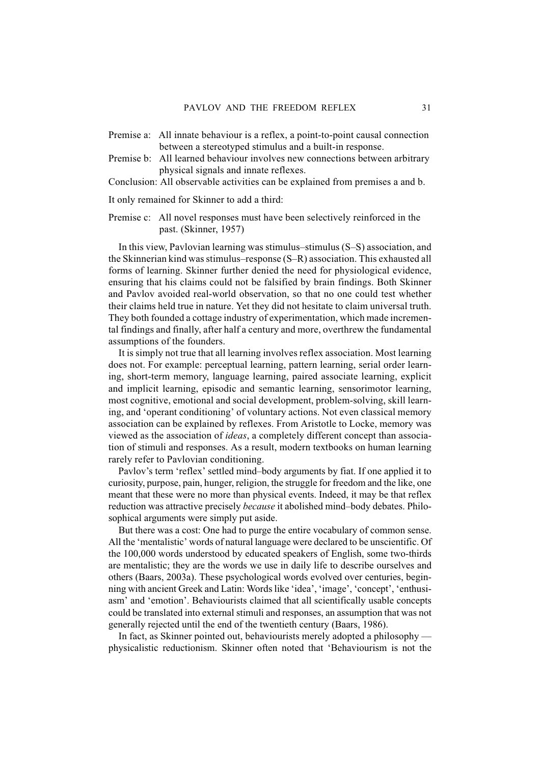Premise a: All innate behaviour is a reflex, a point-to-point causal connection between a stereotyped stimulus and a built-in response.

Premise b: All learned behaviour involves new connections between arbitrary physical signals and innate reflexes.

Conclusion: All observable activities can be explained from premises a and b.

It only remained for Skinner to add a third:

Premise c: All novel responses must have been selectively reinforced in the past. (Skinner, 1957)

In this view, Pavlovian learning was stimulus–stimulus (S–S) association, and the Skinnerian kind was stimulus–response (S–R) association. This exhausted all forms of learning. Skinner further denied the need for physiological evidence, ensuring that his claims could not be falsified by brain findings. Both Skinner and Pavlov avoided real-world observation, so that no one could test whether their claims held true in nature. Yet they did not hesitate to claim universal truth. They both founded a cottage industry of experimentation, which made incremental findings and finally, after half a century and more, overthrew the fundamental assumptions of the founders.

It is simply not true that all learning involves reflex association. Most learning does not. For example: perceptual learning, pattern learning, serial order learning, short-term memory, language learning, paired associate learning, explicit and implicit learning, episodic and semantic learning, sensorimotor learning, most cognitive, emotional and social development, problem-solving, skill learning, and 'operant conditioning' of voluntary actions. Not even classical memory association can be explained by reflexes. From Aristotle to Locke, memory was viewed as the association of *ideas*, a completely different concept than association of stimuli and responses. As a result, modern textbooks on human learning rarely refer to Pavlovian conditioning.

Pavlov's term 'reflex' settled mind–body arguments by fiat. If one applied it to curiosity, purpose, pain, hunger, religion, the struggle for freedom and the like, one meant that these were no more than physical events. Indeed, it may be that reflex reduction was attractive precisely *because* it abolished mind–body debates. Philosophical arguments were simply put aside.

But there was a cost: One had to purge the entire vocabulary of common sense. All the 'mentalistic' words of natural language were declared to be unscientific. Of the 100,000 words understood by educated speakers of English, some two-thirds are mentalistic; they are the words we use in daily life to describe ourselves and others (Baars, 2003a). These psychological words evolved over centuries, beginning with ancient Greek and Latin: Words like 'idea', 'image', 'concept', 'enthusiasm' and 'emotion'. Behaviourists claimed that all scientifically usable concepts could be translated into external stimuli and responses, an assumption that was not generally rejected until the end of the twentieth century (Baars, 1986).

In fact, as Skinner pointed out, behaviourists merely adopted a philosophy — physicalistic reductionism. Skinner often noted that 'Behaviourism is not the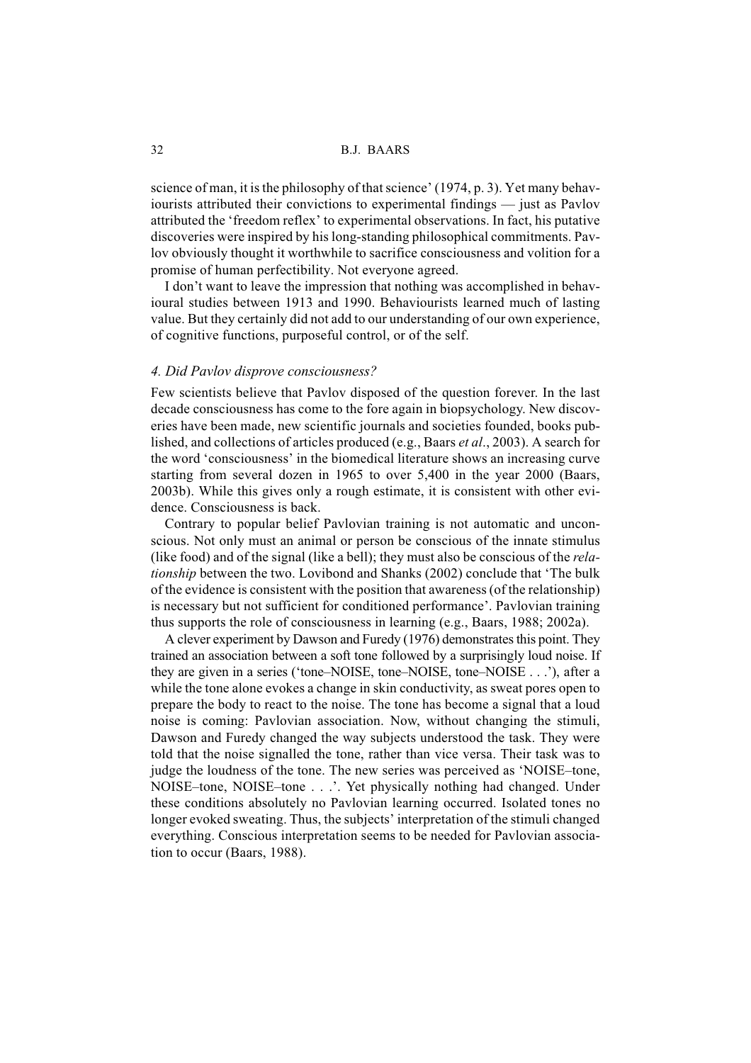science of man, it is the philosophy of that science' (1974, p. 3). Yet many behaviourists attributed their convictions to experimental findings — just as Pavlov attributed the 'freedom reflex' to experimental observations. In fact, his putative discoveries were inspired by his long-standing philosophical commitments. Pavlov obviously thought it worthwhile to sacrifice consciousness and volition for a promise of human perfectibility. Not everyone agreed.

I don't want to leave the impression that nothing was accomplished in behavioural studies between 1913 and 1990. Behaviourists learned much of lasting value. But they certainly did not add to our understanding of our own experience, of cognitive functions, purposeful control, or of the self.

### *4. Did Pavlov disprove consciousness?*

Few scientists believe that Pavlov disposed of the question forever. In the last decade consciousness has come to the fore again in biopsychology. New discoveries have been made, new scientific journals and societies founded, books published, and collections of articles produced (e.g., Baars *et al*., 2003). A search for the word 'consciousness' in the biomedical literature shows an increasing curve starting from several dozen in 1965 to over 5,400 in the year 2000 (Baars, 2003b). While this gives only a rough estimate, it is consistent with other evidence. Consciousness is back.

Contrary to popular belief Pavlovian training is not automatic and unconscious. Not only must an animal or person be conscious of the innate stimulus (like food) and of the signal (like a bell); they must also be conscious of the *relationship* between the two. Lovibond and Shanks (2002) conclude that 'The bulk of the evidence is consistent with the position that awareness (of the relationship) is necessary but not sufficient for conditioned performance'. Pavlovian training thus supports the role of consciousness in learning (e.g., Baars, 1988; 2002a).

A clever experiment by Dawson and Furedy (1976) demonstrates this point. They trained an association between a soft tone followed by a surprisingly loud noise. If they are given in a series ('tone–NOISE, tone–NOISE, tone–NOISE . . .'), after a while the tone alone evokes a change in skin conductivity, as sweat pores open to prepare the body to react to the noise. The tone has become a signal that a loud noise is coming: Pavlovian association. Now, without changing the stimuli, Dawson and Furedy changed the way subjects understood the task. They were told that the noise signalled the tone, rather than vice versa. Their task was to judge the loudness of the tone. The new series was perceived as 'NOISE–tone, NOISE–tone, NOISE–tone . . .'. Yet physically nothing had changed. Under these conditions absolutely no Pavlovian learning occurred. Isolated tones no longer evoked sweating. Thus, the subjects' interpretation of the stimuli changed everything. Conscious interpretation seems to be needed for Pavlovian association to occur (Baars, 1988).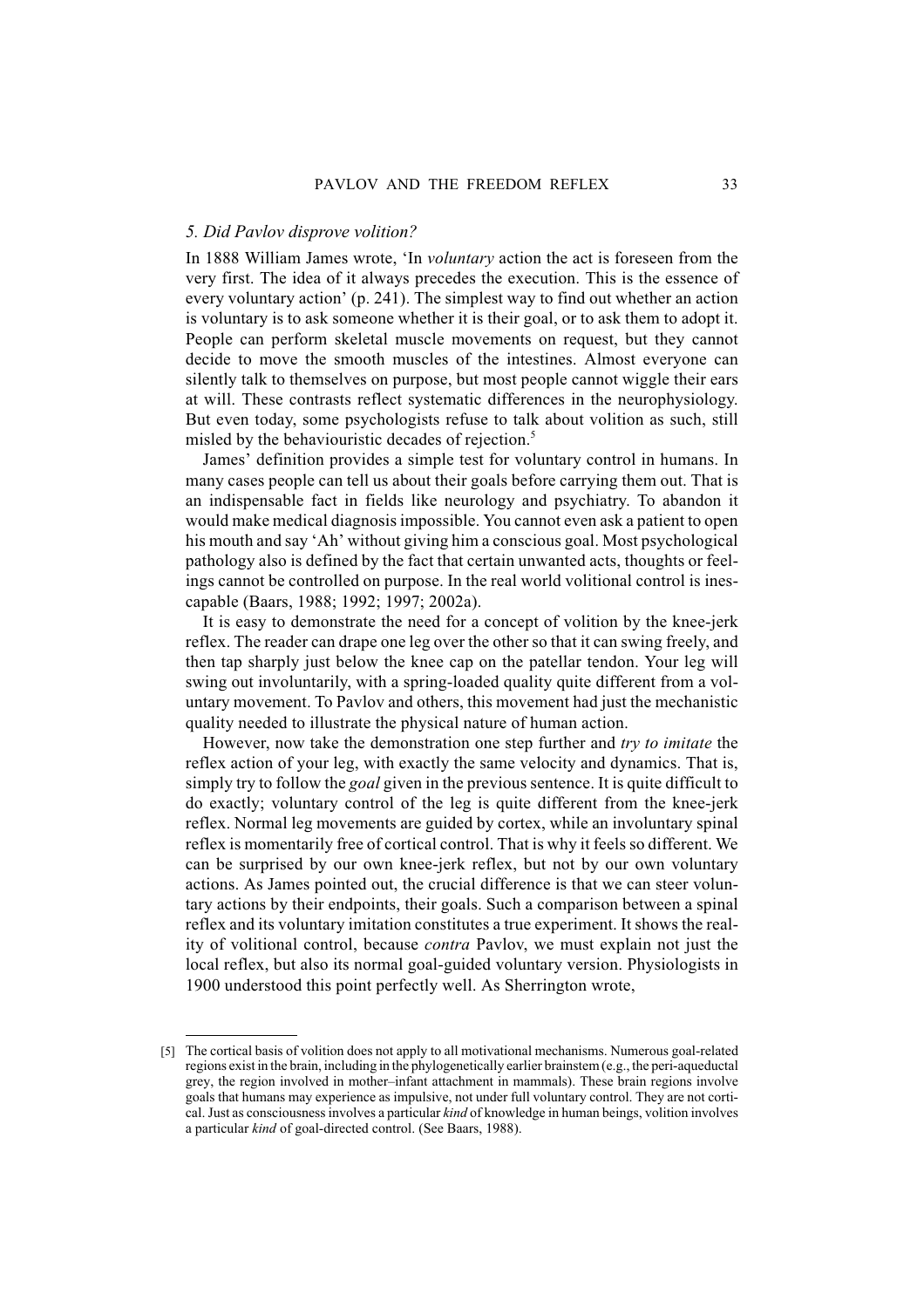### *5. Did Pavlov disprove volition?*

In 1888 William James wrote, 'In *voluntary* action the act is foreseen from the very first. The idea of it always precedes the execution. This is the essence of every voluntary action' (p. 241). The simplest way to find out whether an action is voluntary is to ask someone whether it is their goal, or to ask them to adopt it. People can perform skeletal muscle movements on request, but they cannot decide to move the smooth muscles of the intestines. Almost everyone can silently talk to themselves on purpose, but most people cannot wiggle their ears at will. These contrasts reflect systematic differences in the neurophysiology. But even today, some psychologists refuse to talk about volition as such, still misled by the behaviouristic decades of rejection.[5]

James' definition provides a simple test for voluntary control in humans. In many cases people can tell us about their goals before carrying them out. That is an indispensable fact in fields like neurology and psychiatry. To abandon it would make medical diagnosis impossible. You cannot even ask a patient to open his mouth and say 'Ah' without giving him a conscious goal. Most psychological pathology also is defined by the fact that certain unwanted acts, thoughts or feelings cannot be controlled on purpose. In the real world volitional control is inescapable (Baars, 1988; 1992; 1997; 2002a).

It is easy to demonstrate the need for a concept of volition by the knee-jerk reflex. The reader can drape one leg over the other so that it can swing freely, and then tap sharply just below the knee cap on the patellar tendon. Your leg will swing out involuntarily, with a spring-loaded quality quite different from a voluntary movement. To Pavlov and others, this movement had just the mechanistic quality needed to illustrate the physical nature of human action.

However, now take the demonstration one step further and *try to imitate* the reflex action of your leg, with exactly the same velocity and dynamics. That is, simply try to follow the *goal* given in the previous sentence. It is quite difficult to do exactly; voluntary control of the leg is quite different from the knee-jerk reflex. Normal leg movements are guided by cortex, while an involuntary spinal reflex is momentarily free of cortical control. That is why it feels so different. We can be surprised by our own knee-jerk reflex, but not by our own voluntary actions. As James pointed out, the crucial difference is that we can steer voluntary actions by their endpoints, their goals. Such a comparison between a spinal reflex and its voluntary imitation constitutes a true experiment. It shows the reality of volitional control, because *contra* Pavlov, we must explain not just the local reflex, but also its normal goal-guided voluntary version. Physiologists in 1900 understood this point perfectly well. As Sherrington wrote,

---

[5] The cortical basis of volition does not apply to all motivational mechanisms. Numerous goal-related regions exist in the brain, including in the phylogenetically earlier brainstem (e.g., the peri-aqueductal grey, the region involved in mother–infant attachment in mammals). These brain regions involve goals that humans may experience as impulsive, not under full voluntary control. They are not cortical. Just as consciousness involves a particular *kind* of knowledge in human beings, volition involves a particular *kind* of goal-directed control. (See Baars, 1988).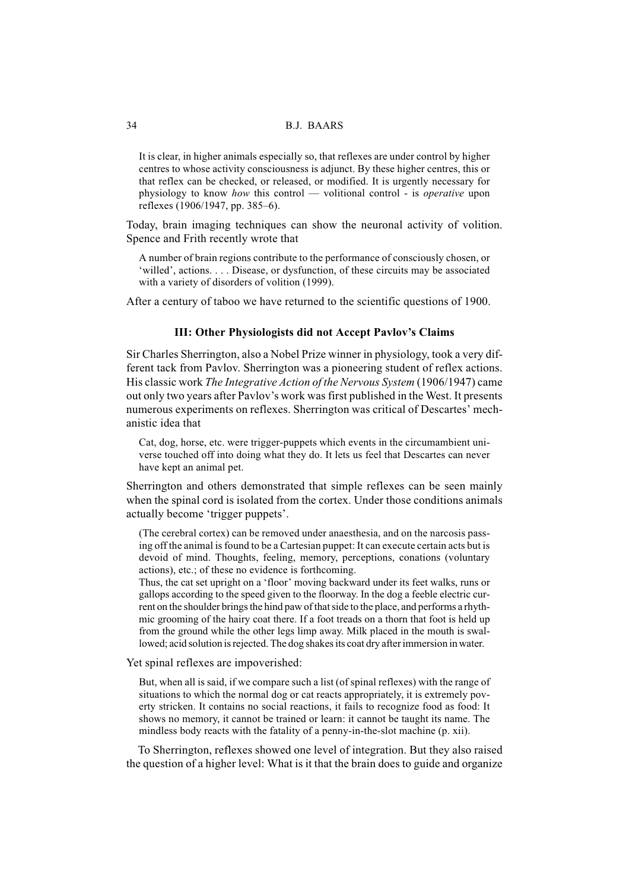> It is clear, in higher animals especially so, that reflexes are under control by higher centres to whose activity consciousness is adjunct. By these higher centres, this or that reflex can be checked, or released, or modified. It is urgently necessary for physiology to know *how* this control — volitional control - is *operative* upon reflexes (1906/1947, pp. 385–6).

Today, brain imaging techniques can show the neuronal activity of volition. Spence and Frith recently wrote that

> A number of brain regions contribute to the performance of consciously chosen, or 'willed', actions. . . . Disease, or dysfunction, of these circuits may be associated with a variety of disorders of volition (1999).

After a century of taboo we have returned to the scientific questions of 1900.

### III: Other Physiologists did not Accept Pavlov's Claims

Sir Charles Sherrington, also a Nobel Prize winner in physiology, took a very different tack from Pavlov. Sherrington was a pioneering student of reflex actions. His classic work *The Integrative Action of the Nervous System* (1906/1947) came out only two years after Pavlov's work was first published in the West. It presents numerous experiments on reflexes. Sherrington was critical of Descartes' mechanistic idea that

> Cat, dog, horse, etc. were trigger-puppets which events in the circumambient universe touched off into doing what they do. It lets us feel that Descartes can never have kept an animal pet.

Sherrington and others demonstrated that simple reflexes can be seen mainly when the spinal cord is isolated from the cortex. Under those conditions animals actually become 'trigger puppets'.

> (The cerebral cortex) can be removed under anaesthesia, and on the narcosis passing off the animal is found to be a Cartesian puppet: It can execute certain acts but is devoid of mind. Thoughts, feeling, memory, perceptions, conations (voluntary actions), etc.; of these no evidence is forthcoming.
>
> Thus, the cat set upright on a 'floor' moving backward under its feet walks, runs or gallops according to the speed given to the floorway. In the dog a feeble electric current on the shoulder brings the hind paw of that side to the place, and performs a rhythmic grooming of the hairy coat there. If a foot treads on a thorn that foot is held up from the ground while the other legs limp away. Milk placed in the mouth is swallowed; acid solution is rejected. The dog shakes its coat dry after immersion in water.

Yet spinal reflexes are impoverished:

> But, when all is said, if we compare such a list (of spinal reflexes) with the range of situations to which the normal dog or cat reacts appropriately, it is extremely poverty stricken. It contains no social reactions, it fails to recognize food as food: It shows no memory, it cannot be trained or learn: it cannot be taught its name. The mindless body reacts with the fatality of a penny-in-the-slot machine (p. xii).

To Sherrington, reflexes showed one level of integration. But they also raised the question of a higher level: What is it that the brain does to guide and organize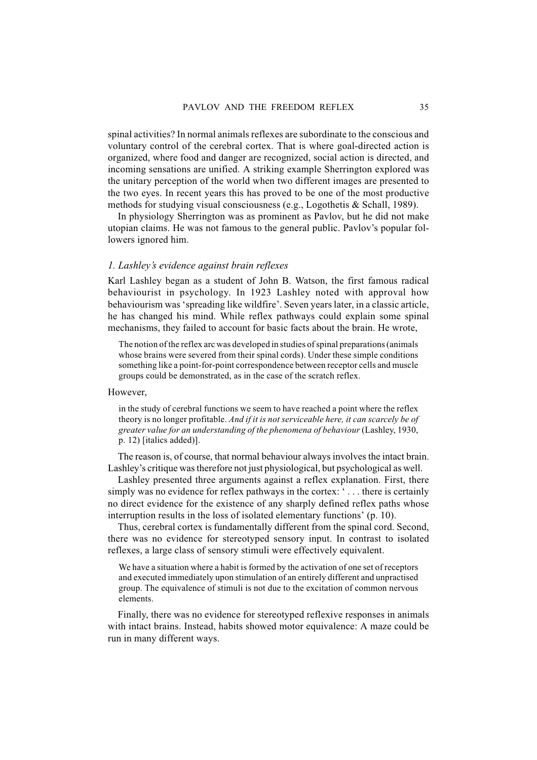spinal activities? In normal animals reflexes are subordinate to the conscious and voluntary control of the cerebral cortex. That is where goal-directed action is organized, where food and danger are recognized, social action is directed, and incoming sensations are unified. A striking example Sherrington explored was the unitary perception of the world when two different images are presented to the two eyes. In recent years this has proved to be one of the most productive methods for studying visual consciousness (e.g., Logothetis & Schall, 1989).

In physiology Sherrington was as prominent as Pavlov, but he did not make utopian claims. He was not famous to the general public. Pavlov's popular followers ignored him.

### *1. Lashley's evidence against brain reflexes*

Karl Lashley began as a student of John B. Watson, the first famous radical behaviourist in psychology. In 1923 Lashley noted with approval how behaviourism was 'spreading like wildfire'. Seven years later, in a classic article, he has changed his mind. While reflex pathways could explain some spinal mechanisms, they failed to account for basic facts about the brain. He wrote,

> The notion of the reflex arc was developed in studies of spinal preparations (animals whose brains were severed from their spinal cords). Under these simple conditions something like a point-for-point correspondence between receptor cells and muscle groups could be demonstrated, as in the case of the scratch reflex.

However,

> in the study of cerebral functions we seem to have reached a point where the reflex theory is no longer profitable. *And if it is not serviceable here, it can scarcely be of greater value for an understanding of the phenomena of behaviour* (Lashley, 1930, p. 12) [italics added)].

The reason is, of course, that normal behaviour always involves the intact brain. Lashley's critique was therefore not just physiological, but psychological as well.

Lashley presented three arguments against a reflex explanation. First, there simply was no evidence for reflex pathways in the cortex: ' . . . there is certainly no direct evidence for the existence of any sharply defined reflex paths whose interruption results in the loss of isolated elementary functions' (p. 10).

Thus, cerebral cortex is fundamentally different from the spinal cord. Second, there was no evidence for stereotyped sensory input. In contrast to isolated reflexes, a large class of sensory stimuli were effectively equivalent.

> We have a situation where a habit is formed by the activation of one set of receptors and executed immediately upon stimulation of an entirely different and unpractised group. The equivalence of stimuli is not due to the excitation of common nervous elements.

Finally, there was no evidence for stereotyped reflexive responses in animals with intact brains. Instead, habits showed motor equivalence: A maze could be run in many different ways.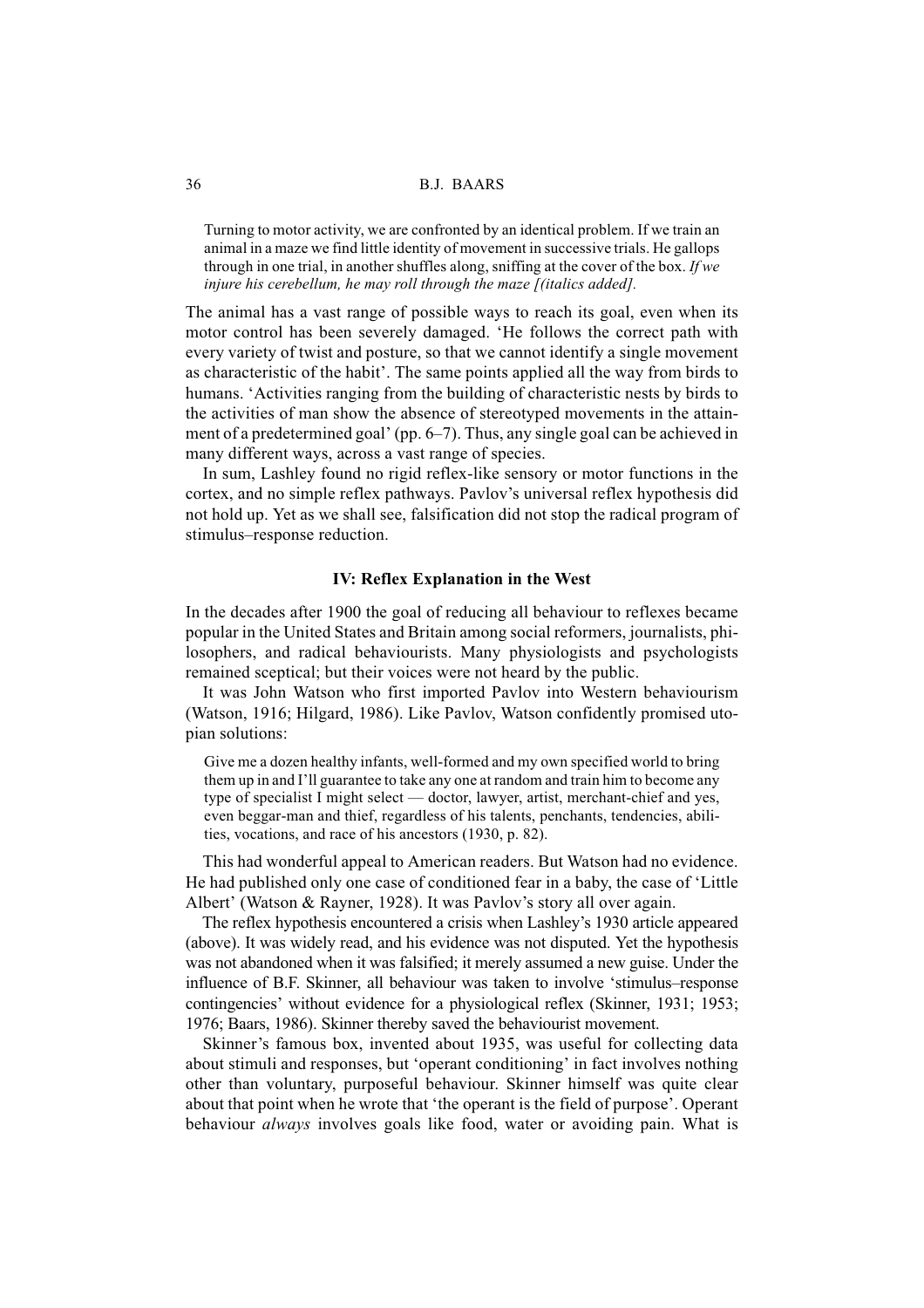> Turning to motor activity, we are confronted by an identical problem. If we train an animal in a maze we find little identity of movement in successive trials. He gallops through in one trial, in another shuffles along, sniffing at the cover of the box. *If we injure his cerebellum, he may roll through the maze [(italics added].*

The animal has a vast range of possible ways to reach its goal, even when its motor control has been severely damaged. 'He follows the correct path with every variety of twist and posture, so that we cannot identify a single movement as characteristic of the habit'. The same points applied all the way from birds to humans. 'Activities ranging from the building of characteristic nests by birds to the activities of man show the absence of stereotyped movements in the attainment of a predetermined goal' (pp. 6–7). Thus, any single goal can be achieved in many different ways, across a vast range of species.

In sum, Lashley found no rigid reflex-like sensory or motor functions in the cortex, and no simple reflex pathways. Pavlov's universal reflex hypothesis did not hold up. Yet as we shall see, falsification did not stop the radical program of stimulus–response reduction.

### IV: Reflex Explanation in the West

In the decades after 1900 the goal of reducing all behaviour to reflexes became popular in the United States and Britain among social reformers, journalists, philosophers, and radical behaviourists. Many physiologists and psychologists remained sceptical; but their voices were not heard by the public.

It was John Watson who first imported Pavlov into Western behaviourism (Watson, 1916; Hilgard, 1986). Like Pavlov, Watson confidently promised utopian solutions:

> Give me a dozen healthy infants, well-formed and my own specified world to bring them up in and I'll guarantee to take any one at random and train him to become any type of specialist I might select — doctor, lawyer, artist, merchant-chief and yes, even beggar-man and thief, regardless of his talents, penchants, tendencies, abilities, vocations, and race of his ancestors (1930, p. 82).

This had wonderful appeal to American readers. But Watson had no evidence. He had published only one case of conditioned fear in a baby, the case of 'Little Albert' (Watson & Rayner, 1928). It was Pavlov's story all over again.

The reflex hypothesis encountered a crisis when Lashley's 1930 article appeared (above). It was widely read, and his evidence was not disputed. Yet the hypothesis was not abandoned when it was falsified; it merely assumed a new guise. Under the influence of B.F. Skinner, all behaviour was taken to involve 'stimulus–response contingencies' without evidence for a physiological reflex (Skinner, 1931; 1953; 1976; Baars, 1986). Skinner thereby saved the behaviourist movement.

Skinner's famous box, invented about 1935, was useful for collecting data about stimuli and responses, but 'operant conditioning' in fact involves nothing other than voluntary, purposeful behaviour. Skinner himself was quite clear about that point when he wrote that 'the operant is the field of purpose'. Operant behaviour *always* involves goals like food, water or avoiding pain. What is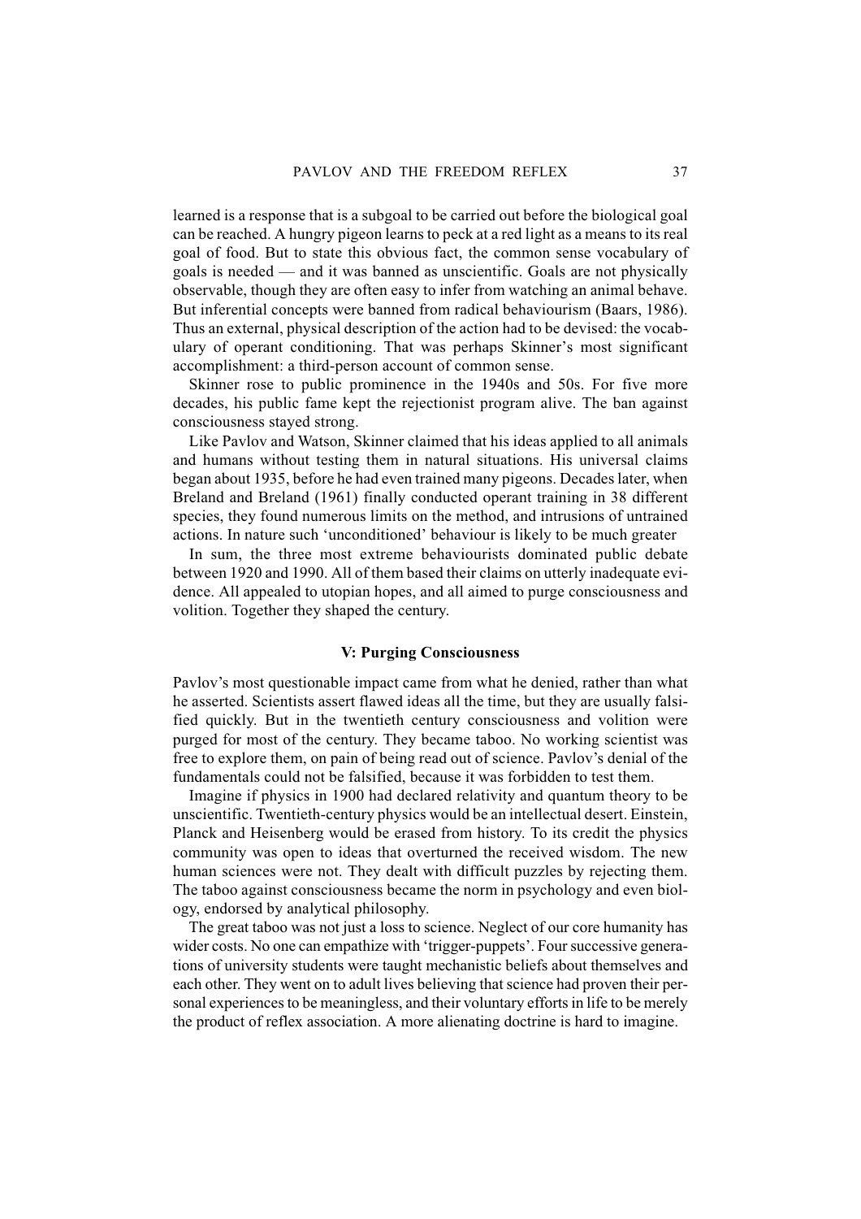learned is a response that is a subgoal to be carried out before the biological goal can be reached. A hungry pigeon learns to peck at a red light as a means to its real goal of food. But to state this obvious fact, the common sense vocabulary of goals is needed — and it was banned as unscientific. Goals are not physically observable, though they are often easy to infer from watching an animal behave. But inferential concepts were banned from radical behaviourism (Baars, 1986). Thus an external, physical description of the action had to be devised: the vocabulary of operant conditioning. That was perhaps Skinner's most significant accomplishment: a third-person account of common sense.

Skinner rose to public prominence in the 1940s and 50s. For five more decades, his public fame kept the rejectionist program alive. The ban against consciousness stayed strong.

Like Pavlov and Watson, Skinner claimed that his ideas applied to all animals and humans without testing them in natural situations. His universal claims began about 1935, before he had even trained many pigeons. Decades later, when Breland and Breland (1961) finally conducted operant training in 38 different species, they found numerous limits on the method, and intrusions of untrained actions. In nature such 'unconditioned' behaviour is likely to be much greater

In sum, the three most extreme behaviourists dominated public debate between 1920 and 1990. All of them based their claims on utterly inadequate evidence. All appealed to utopian hopes, and all aimed to purge consciousness and volition. Together they shaped the century.

## V: Purging Consciousness

Pavlov's most questionable impact came from what he denied, rather than what he asserted. Scientists assert flawed ideas all the time, but they are usually falsified quickly. But in the twentieth century consciousness and volition were purged for most of the century. They became taboo. No working scientist was free to explore them, on pain of being read out of science. Pavlov's denial of the fundamentals could not be falsified, because it was forbidden to test them.

Imagine if physics in 1900 had declared relativity and quantum theory to be unscientific. Twentieth-century physics would be an intellectual desert. Einstein, Planck and Heisenberg would be erased from history. To its credit the physics community was open to ideas that overturned the received wisdom. The new human sciences were not. They dealt with difficult puzzles by rejecting them. The taboo against consciousness became the norm in psychology and even biology, endorsed by analytical philosophy.

The great taboo was not just a loss to science. Neglect of our core humanity has wider costs. No one can empathize with 'trigger-puppets'. Four successive generations of university students were taught mechanistic beliefs about themselves and each other. They went on to adult lives believing that science had proven their personal experiences to be meaningless, and their voluntary efforts in life to be merely the product of reflex association. A more alienating doctrine is hard to imagine.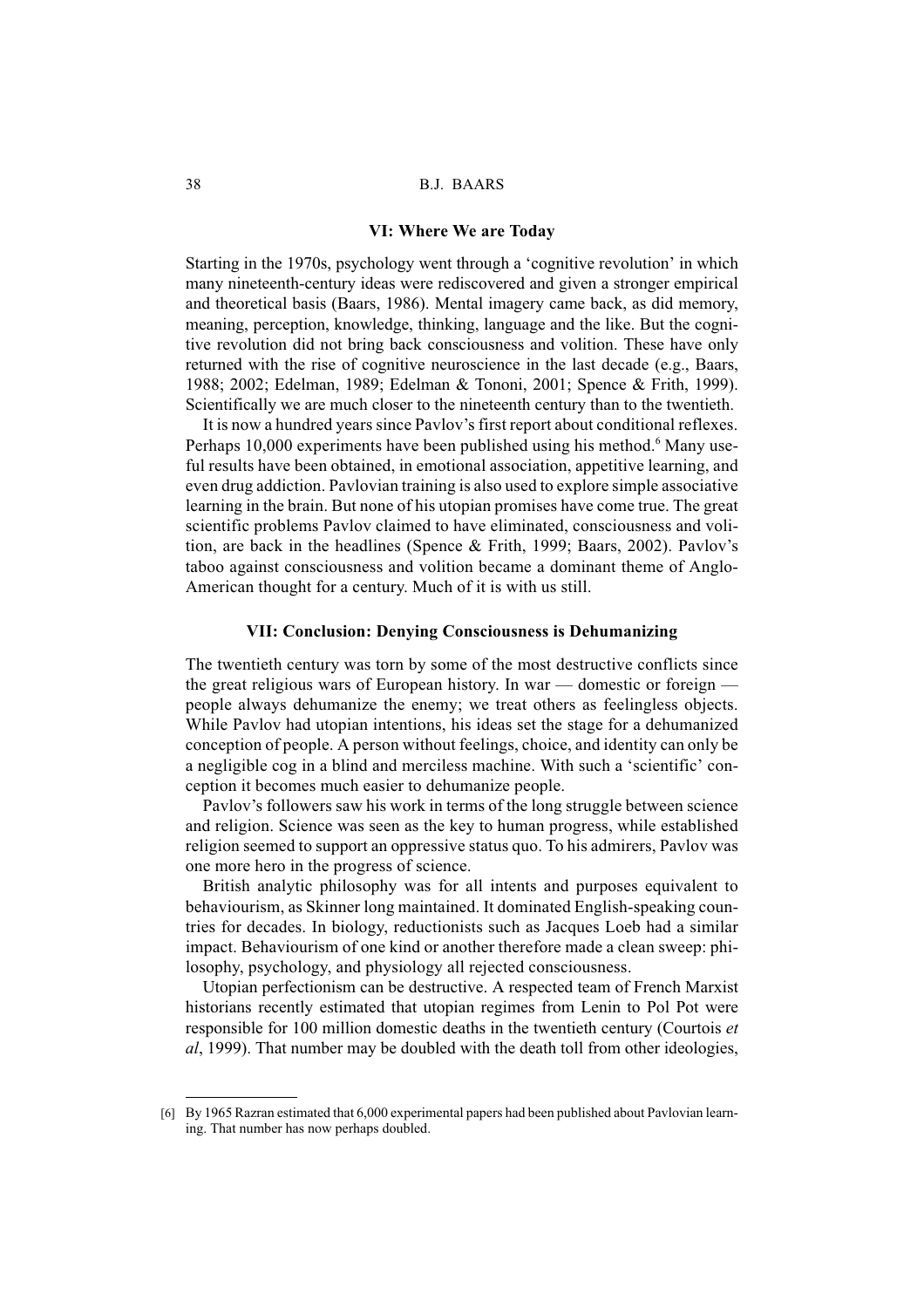## VI: Where We are Today

Starting in the 1970s, psychology went through a 'cognitive revolution' in which many nineteenth-century ideas were rediscovered and given a stronger empirical and theoretical basis (Baars, 1986). Mental imagery came back, as did memory, meaning, perception, knowledge, thinking, language and the like. But the cognitive revolution did not bring back consciousness and volition. These have only returned with the rise of cognitive neuroscience in the last decade (e.g., Baars, 1988; 2002; Edelman, 1989; Edelman & Tononi, 2001; Spence & Frith, 1999). Scientifically we are much closer to the nineteenth century than to the twentieth.

It is now a hundred years since Pavlov's first report about conditional reflexes. Perhaps 10,000 experiments have been published using his method.[6] Many useful results have been obtained, in emotional association, appetitive learning, and even drug addiction. Pavlovian training is also used to explore simple associative learning in the brain. But none of his utopian promises have come true. The great scientific problems Pavlov claimed to have eliminated, consciousness and volition, are back in the headlines (Spence & Frith, 1999; Baars, 2002). Pavlov's taboo against consciousness and volition became a dominant theme of Anglo-American thought for a century. Much of it is with us still.

## VII: Conclusion: Denying Consciousness is Dehumanizing

The twentieth century was torn by some of the most destructive conflicts since the great religious wars of European history. In war — domestic or foreign — people always dehumanize the enemy; we treat others as feelingless objects. While Pavlov had utopian intentions, his ideas set the stage for a dehumanized conception of people. A person without feelings, choice, and identity can only be a negligible cog in a blind and merciless machine. With such a 'scientific' conception it becomes much easier to dehumanize people.

Pavlov's followers saw his work in terms of the long struggle between science and religion. Science was seen as the key to human progress, while established religion seemed to support an oppressive status quo. To his admirers, Pavlov was one more hero in the progress of science.

British analytic philosophy was for all intents and purposes equivalent to behaviourism, as Skinner long maintained. It dominated English-speaking countries for decades. In biology, reductionists such as Jacques Loeb had a similar impact. Behaviourism of one kind or another therefore made a clean sweep: philosophy, psychology, and physiology all rejected consciousness.

Utopian perfectionism can be destructive. A respected team of French Marxist historians recently estimated that utopian regimes from Lenin to Pol Pot were responsible for 100 million domestic deaths in the twentieth century (Courtois *et al*, 1999). That number may be doubled with the death toll from other ideologies,

---

[6] By 1965 Razran estimated that 6,000 experimental papers had been published about Pavlovian learning. That number has now perhaps doubled.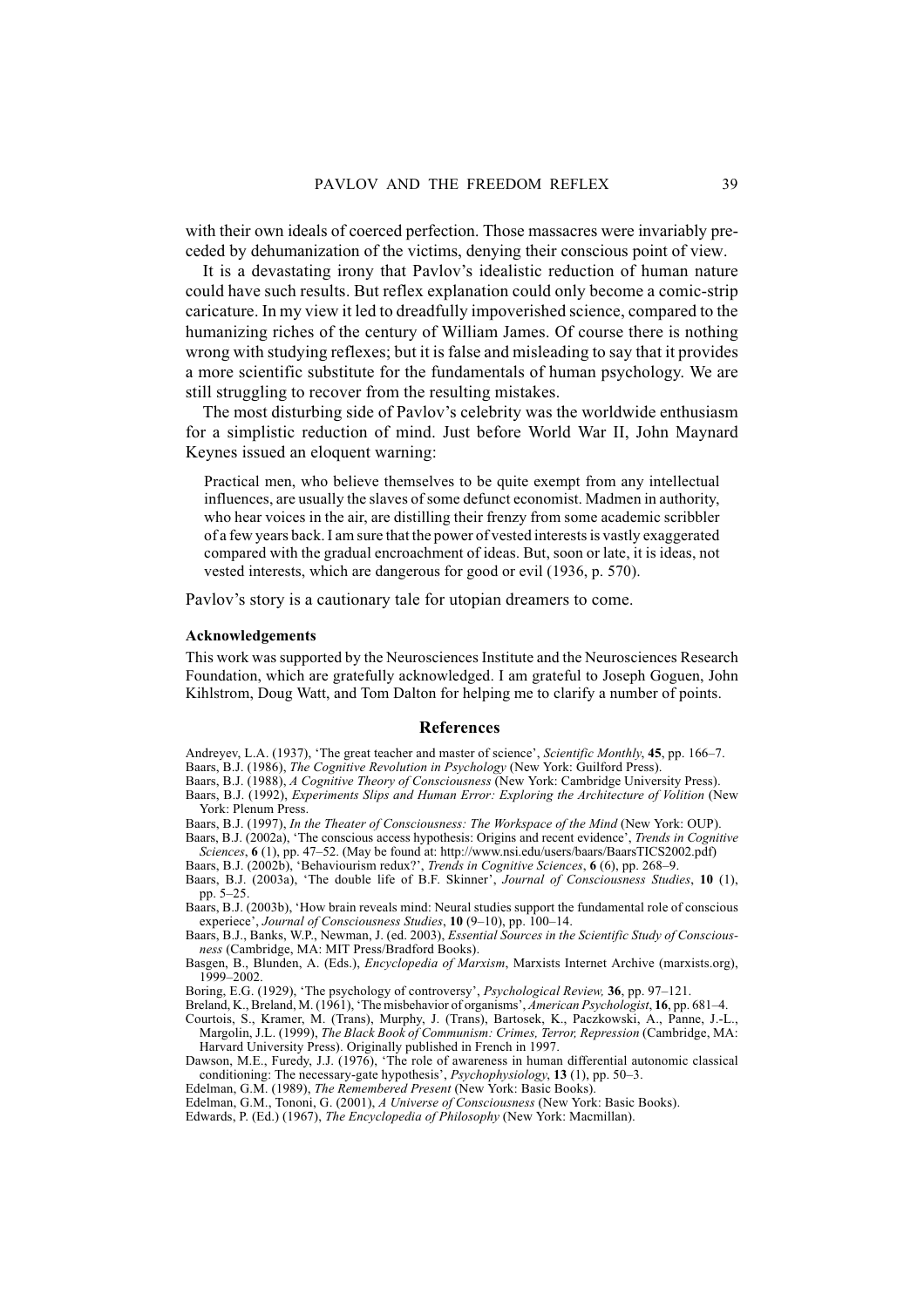with their own ideals of coerced perfection. Those massacres were invariably preceded by dehumanization of the victims, denying their conscious point of view.

It is a devastating irony that Pavlov's idealistic reduction of human nature could have such results. But reflex explanation could only become a comic-strip caricature. In my view it led to dreadfully impoverished science, compared to the humanizing riches of the century of William James. Of course there is nothing wrong with studying reflexes; but it is false and misleading to say that it provides a more scientific substitute for the fundamentals of human psychology. We are still struggling to recover from the resulting mistakes.

The most disturbing side of Pavlov's celebrity was the worldwide enthusiasm for a simplistic reduction of mind. Just before World War II, John Maynard Keynes issued an eloquent warning:

> Practical men, who believe themselves to be quite exempt from any intellectual influences, are usually the slaves of some defunct economist. Madmen in authority, who hear voices in the air, are distilling their frenzy from some academic scribbler of a few years back. I am sure that the power of vested interests is vastly exaggerated compared with the gradual encroachment of ideas. But, soon or late, it is ideas, not vested interests, which are dangerous for good or evil (1936, p. 570).

Pavlov's story is a cautionary tale for utopian dreamers to come.

### Acknowledgements

This work was supported by the Neurosciences Institute and the Neurosciences Research Foundation, which are gratefully acknowledged. I am grateful to Joseph Goguen, John Kihlstrom, Doug Watt, and Tom Dalton for helping me to clarify a number of points.

## References

Andreyev, L.A. (1937), 'The great teacher and master of science', *Scientific Monthly*, **45**, pp. 166–7.

Baars, B.J. (1986), *The Cognitive Revolution in Psychology* (New York: Guilford Press).

Baars, B.J. (1988), *A Cognitive Theory of Consciousness* (New York: Cambridge University Press).

Baars, B.J. (1992), *Experiments Slips and Human Error: Exploring the Architecture of Volition* (New York: Plenum Press.

Baars, B.J. (1997), *In the Theater of Consciousness: The Workspace of the Mind* (New York: OUP).

Baars, B.J. (2002a), 'The conscious access hypothesis: Origins and recent evidence', *Trends in Cognitive Sciences*, **6** (1), pp. 47–52. (May be found at: http://www.nsi.edu/users/baars/BaarsTICS2002.pdf)

Baars, B.J. (2002b), 'Behaviourism redux?', *Trends in Cognitive Sciences*, **6** (6), pp. 268–9.

Baars, B.J. (2003a), 'The double life of B.F. Skinner', *Journal of Consciousness Studies*, **10** (1), pp. 5–25.

Baars, B.J. (2003b), 'How brain reveals mind: Neural studies support the fundamental role of conscious experiece', *Journal of Consciousness Studies*, **10** (9–10), pp. 100–14.

Baars, B.J., Banks, W.P., Newman, J. (ed. 2003), *Essential Sources in the Scientific Study of Consciousness* (Cambridge, MA: MIT Press/Bradford Books).

Basgen, B., Blunden, A. (Eds.), *Encyclopedia of Marxism*, Marxists Internet Archive (marxists.org), 1999–2002.

Boring, E.G. (1929), 'The psychology of controversy', *Psychological Review,* **36**, pp. 97–121.

Breland, K., Breland, M. (1961), 'The misbehavior of organisms', *American Psychologist*, **16**, pp. 681–4.

Courtois, S., Kramer, M. (Trans), Murphy, J. (Trans), Bartosek, K., Paczkowski, A., Panne, J.-L., Margolin, J.L. (1999), *The Black Book of Communism: Crimes, Terror, Repression* (Cambridge, MA: Harvard University Press). Originally published in French in 1997.

Dawson, M.E., Furedy, J.J. (1976), 'The role of awareness in human differential autonomic classical conditioning: The necessary-gate hypothesis', *Psychophysiology*, **13** (1), pp. 50–3.

Edelman, G.M. (1989), *The Remembered Present* (New York: Basic Books).

Edelman, G.M., Tononi, G. (2001), *A Universe of Consciousness* (New York: Basic Books).

Edwards, P. (Ed.) (1967), *The Encyclopedia of Philosophy* (New York: Macmillan).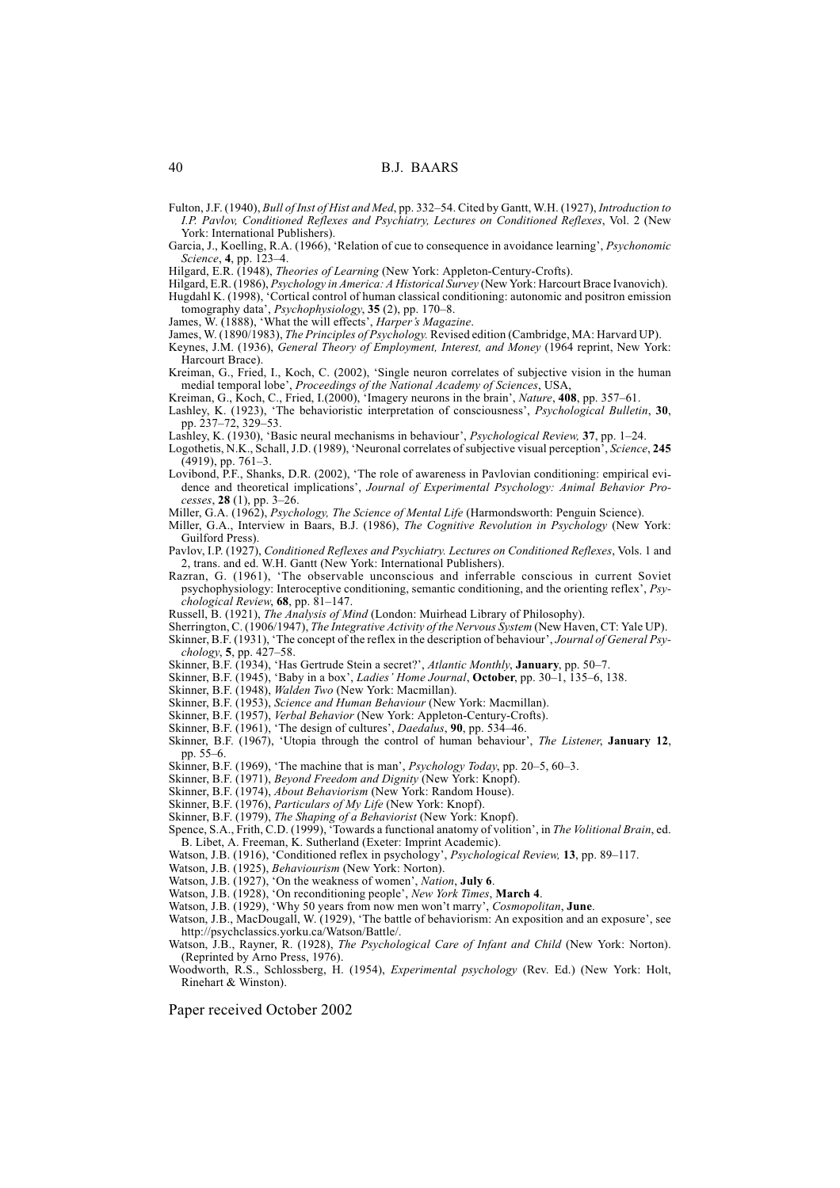Fulton, J.F. (1940), *Bull of Inst of Hist and Med*, pp. 332–54. Cited by Gantt, W.H. (1927), *Introduction to I.P. Pavlov, Conditioned Reflexes and Psychiatry, Lectures on Conditioned Reflexes*, Vol. 2 (New York: International Publishers).

Garcia, J., Koelling, R.A. (1966), 'Relation of cue to consequence in avoidance learning', *Psychonomic Science*, **4**, pp. 123–4.

Hilgard, E.R. (1948), *Theories of Learning* (New York: Appleton-Century-Crofts).

Hilgard, E.R. (1986), *Psychology in America: A Historical Survey* (New York: Harcourt Brace Ivanovich).

Hugdahl K. (1998), 'Cortical control of human classical conditioning: autonomic and positron emission tomography data', *Psychophysiology*, **35** (2), pp. 170–8.

James, W. (1888), 'What the will effects', *Harper's Magazine*.

James, W. (1890/1983), *The Principles of Psychology.* Revised edition (Cambridge, MA: Harvard UP).

Keynes, J.M. (1936), *General Theory of Employment, Interest, and Money* (1964 reprint, New York: Harcourt Brace).

Kreiman, G., Fried, I., Koch, C. (2002), 'Single neuron correlates of subjective vision in the human medial temporal lobe', *Proceedings of the National Academy of Sciences*, USA,

Kreiman, G., Koch, C., Fried, I.(2000), 'Imagery neurons in the brain', *Nature*, **408**, pp. 357–61.

Lashley, K. (1923), 'The behavioristic interpretation of consciousness', *Psychological Bulletin*, **30**, pp. 237–72, 329–53.

Lashley, K. (1930), 'Basic neural mechanisms in behaviour', *Psychological Review,* **37**, pp. 1–24.

Logothetis, N.K., Schall, J.D. (1989), 'Neuronal correlates of subjective visual perception', *Science*, **245** (4919), pp. 761–3.

Lovibond, P.F., Shanks, D.R. (2002), 'The role of awareness in Pavlovian conditioning: empirical evidence and theoretical implications', *Journal of Experimental Psychology: Animal Behavior Processes*, **28** (1), pp. 3–26.

Miller, G.A. (1962), *Psychology, The Science of Mental Life* (Harmondsworth: Penguin Science).

Miller, G.A., Interview in Baars, B.J. (1986), *The Cognitive Revolution in Psychology* (New York: Guilford Press).

Pavlov, I.P. (1927), *Conditioned Reflexes and Psychiatry. Lectures on Conditioned Reflexes*, Vols. 1 and 2, trans. and ed. W.H. Gantt (New York: International Publishers).

Razran, G. (1961), 'The observable unconscious and inferrable conscious in current Soviet psychophysiology: Interoceptive conditioning, semantic conditioning, and the orienting reflex', *Psychological Review*, **68**, pp. 81–147.

Russell, B. (1921), *The Analysis of Mind* (London: Muirhead Library of Philosophy).

Sherrington, C. (1906/1947), *The Integrative Activity of the Nervous System* (New Haven, CT: Yale UP).

Skinner, B.F. (1931), 'The concept of the reflex in the description of behaviour', *Journal of General Psychology*, **5**, pp. 427–58.

Skinner, B.F. (1934), 'Has Gertrude Stein a secret?', *Atlantic Monthly*, **January**, pp. 50–7.

Skinner, B.F. (1945), 'Baby in a box', *Ladies' Home Journal*, **October**, pp. 30–1, 135–6, 138.

Skinner, B.F. (1948), *Walden Two* (New York: Macmillan).

Skinner, B.F. (1953), *Science and Human Behaviour* (New York: Macmillan).

Skinner, B.F. (1957), *Verbal Behavior* (New York: Appleton-Century-Crofts).

Skinner, B.F. (1961), 'The design of cultures', *Daedalus*, **90**, pp. 534–46.

Skinner, B.F. (1967), 'Utopia through the control of human behaviour', *The Listener,* **January 12**, pp. 55–6.

Skinner, B.F. (1969), 'The machine that is man', *Psychology Today*, pp. 20–5, 60–3.

Skinner, B.F. (1971), *Beyond Freedom and Dignity* (New York: Knopf).

Skinner, B.F. (1974), *About Behaviorism* (New York: Random House).

Skinner, B.F. (1976), *Particulars of My Life* (New York: Knopf).

Skinner, B.F. (1979), *The Shaping of a Behaviorist* (New York: Knopf).

Spence, S.A., Frith, C.D. (1999), 'Towards a functional anatomy of volition', in *The Volitional Brain*, ed. B. Libet, A. Freeman, K. Sutherland (Exeter: Imprint Academic).

Watson, J.B. (1916), 'Conditioned reflex in psychology', *Psychological Review,* **13**, pp. 89–117.

Watson, J.B. (1925), *Behaviourism* (New York: Norton).

Watson, J.B. (1927), 'On the weakness of women', *Nation*, **July 6**.

Watson, J.B. (1928), 'On reconditioning people', *New York Times*, **March 4**.

Watson, J.B. (1929), 'Why 50 years from now men won't marry', *Cosmopolitan*, **June**.

Watson, J.B., MacDougall, W. (1929), 'The battle of behaviorism: An exposition and an exposure', see http://psychclassics.yorku.ca/Watson/Battle/.

Watson, J.B., Rayner, R. (1928), *The Psychological Care of Infant and Child* (New York: Norton). (Reprinted by Arno Press, 1976).

Woodworth, R.S., Schlossberg, H. (1954), *Experimental psychology* (Rev. Ed.) (New York: Holt, Rinehart & Winston).

Paper received October 2002